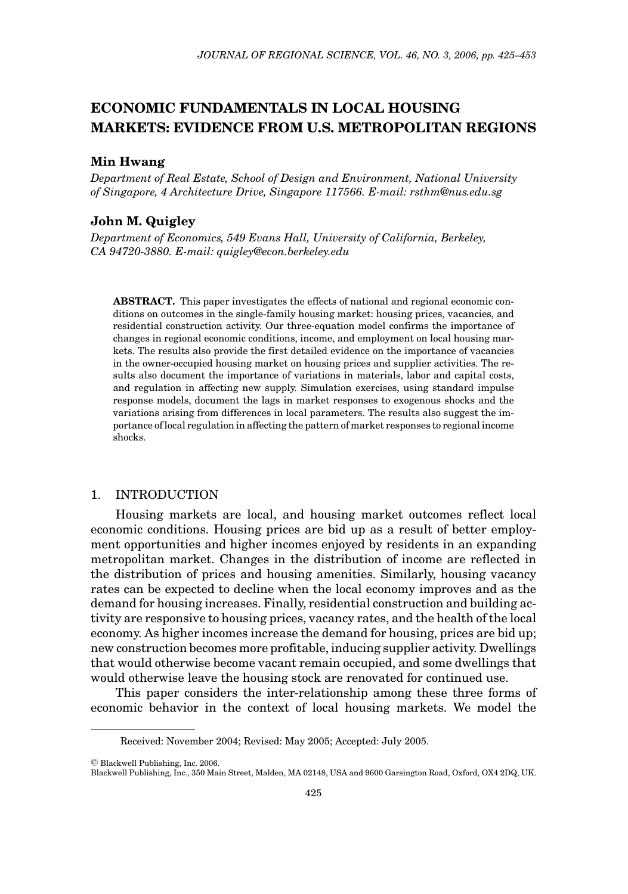# ECONOMIC FUNDAMENTALS IN LOCAL HOUSING MARKETS: EVIDENCE FROM U.S. METROPOLITAN REGIONS

**Min Hwang**

*Department of Real Estate, School of Design and Environment, National University of Singapore, 4 Architecture Drive, Singapore 117566. E-mail: rsthm@nus.edu.sg*

**John M. Quigley**

*Department of Economics, 549 Evans Hall, University of California, Berkeley, CA 94720-3880. E-mail: quigley@econ.berkeley.edu*

**ABSTRACT.** This paper investigates the effects of national and regional economic conditions on outcomes in the single-family housing market: housing prices, vacancies, and residential construction activity. Our three-equation model confirms the importance of changes in regional economic conditions, income, and employment on local housing markets. The results also provide the first detailed evidence on the importance of vacancies in the owner-occupied housing market on housing prices and supplier activities. The results also document the importance of variations in materials, labor and capital costs, and regulation in affecting new supply. Simulation exercises, using standard impulse response models, document the lags in market responses to exogenous shocks and the variations arising from differences in local parameters. The results also suggest the importance of local regulation in affecting the pattern of market responses to regional income shocks.

## 1. INTRODUCTION

Housing markets are local, and housing market outcomes reflect local economic conditions. Housing prices are bid up as a result of better employment opportunities and higher incomes enjoyed by residents in an expanding metropolitan market. Changes in the distribution of income are reflected in the distribution of prices and housing amenities. Similarly, housing vacancy rates can be expected to decline when the local economy improves and as the demand for housing increases. Finally, residential construction and building activity are responsive to housing prices, vacancy rates, and the health of the local economy. As higher incomes increase the demand for housing, prices are bid up; new construction becomes more profitable, inducing supplier activity. Dwellings that would otherwise become vacant remain occupied, and some dwellings that would otherwise leave the housing stock are renovated for continued use.

This paper considers the inter-relationship among these three forms of economic behavior in the context of local housing markets. We model the

Received: November 2004; Revised: May 2005; Accepted: July 2005.

© Blackwell Publishing, Inc. 2006.
Blackwell Publishing, Inc., 350 Main Street, Malden, MA 02148, USA and 9600 Garsington Road, Oxford, OX4 2DQ, UK.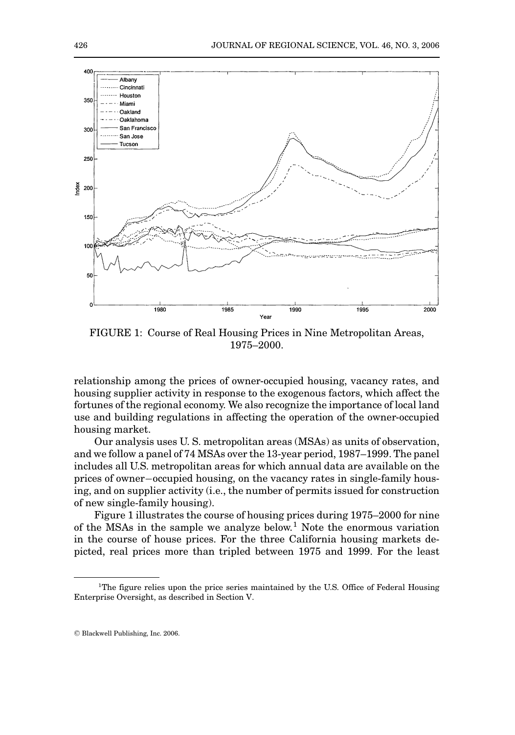FIGURE 1: Course of Real Housing Prices in Nine Metropolitan Areas, 1975–2000.

relationship among the prices of owner-occupied housing, vacancy rates, and housing supplier activity in response to the exogenous factors, which affect the fortunes of the regional economy. We also recognize the importance of local land use and building regulations in affecting the operation of the owner-occupied housing market.

Our analysis uses U. S. metropolitan areas (MSAs) as units of observation, and we follow a panel of 74 MSAs over the 13-year period, 1987–1999. The panel includes all U.S. metropolitan areas for which annual data are available on the prices of owner–occupied housing, on the vacancy rates in single-family housing, and on supplier activity (i.e., the number of permits issued for construction of new single-family housing).

Figure 1 illustrates the course of housing prices during 1975–2000 for nine of the MSAs in the sample we analyze below.[1] Note the enormous variation in the course of house prices. For the three California housing markets depicted, real prices more than tripled between 1975 and 1999. For the least

---

[1]The figure relies upon the price series maintained by the U.S. Office of Federal Housing Enterprise Oversight, as described in Section V.

© Blackwell Publishing, Inc. 2006.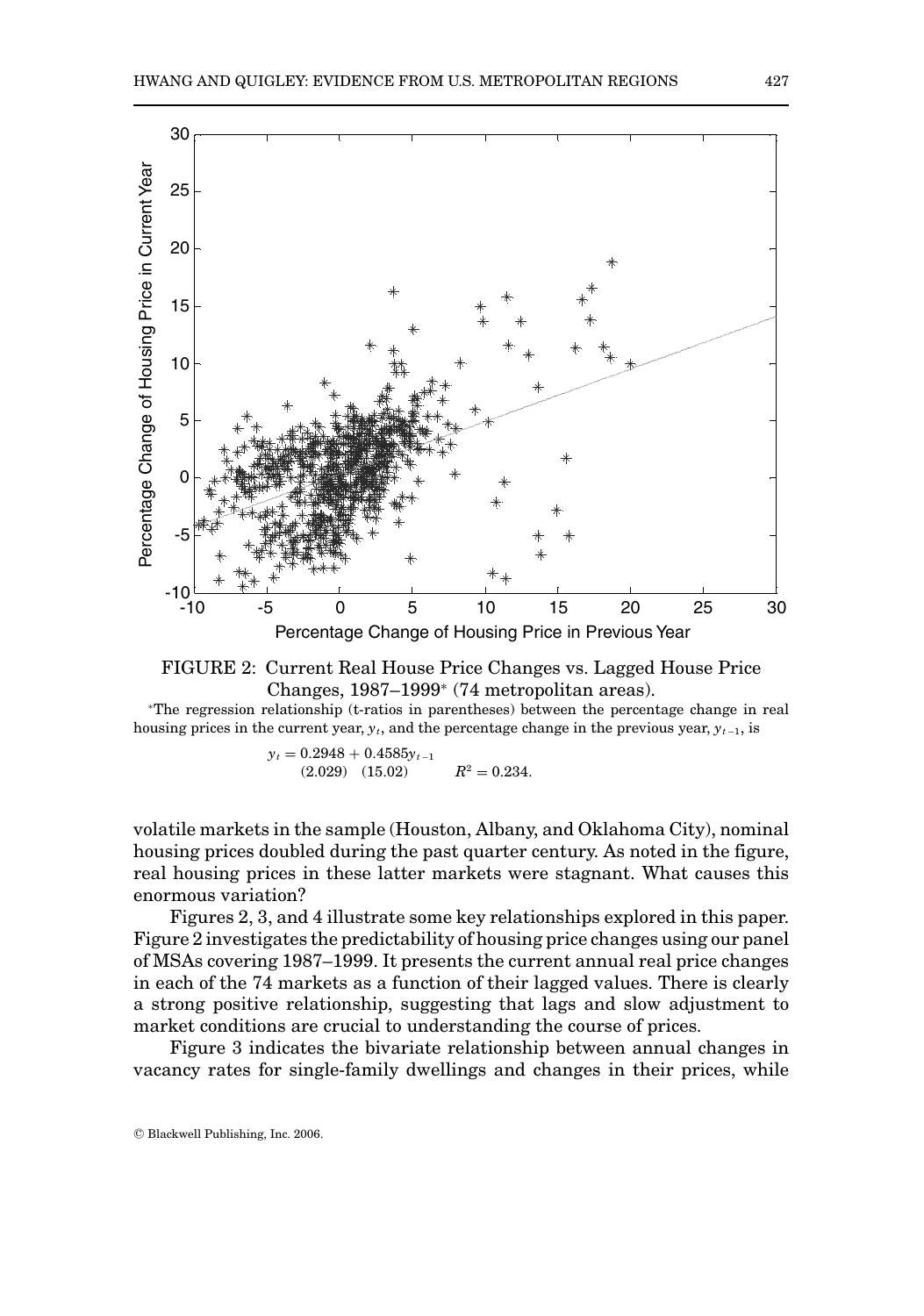FIGURE 2: Current Real House Price Changes vs. Lagged House Price Changes, 1987–1999* (74 metropolitan areas).

*The regression relationship (t-ratios in parentheses) between the percentage change in real housing prices in the current year, $y_t$, and the percentage change in the previous year, $y_{t-1}$, is

$$y_t = \underset{(2.029)}{0.2948} + \underset{(15.02)}{0.4585} y_{t-1} \qquad R^2 = 0.234.$$

volatile markets in the sample (Houston, Albany, and Oklahoma City), nominal housing prices doubled during the past quarter century. As noted in the figure, real housing prices in these latter markets were stagnant. What causes this enormous variation?

Figures 2, 3, and 4 illustrate some key relationships explored in this paper. Figure 2 investigates the predictability of housing price changes using our panel of MSAs covering 1987–1999. It presents the current annual real price changes in each of the 74 markets as a function of their lagged values. There is clearly a strong positive relationship, suggesting that lags and slow adjustment to market conditions are crucial to understanding the course of prices.

Figure 3 indicates the bivariate relationship between annual changes in vacancy rates for single-family dwellings and changes in their prices, while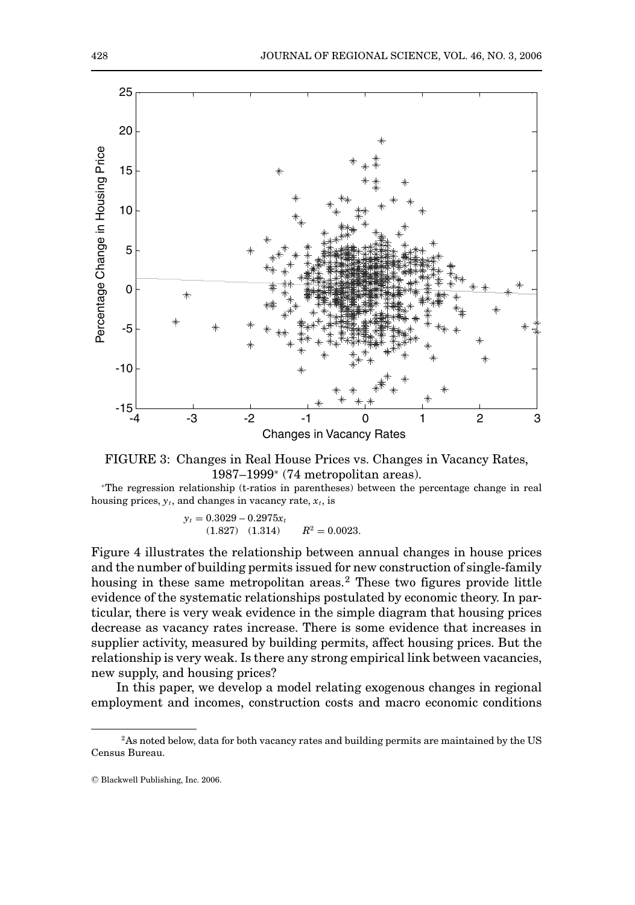FIGURE 3: Changes in Real House Prices vs. Changes in Vacancy Rates, 1987–1999* (74 metropolitan areas).

*The regression relationship (t-ratios in parentheses) between the percentage change in real housing prices, $y_t$, and changes in vacancy rate, $x_t$, is

$$y_t = 0.3029 - 0.2975x_t$$
$$(1.827) \quad (1.314) \qquad R^2 = 0.0023.$$

Figure 4 illustrates the relationship between annual changes in house prices and the number of building permits issued for new construction of single-family housing in these same metropolitan areas.[2] These two figures provide little evidence of the systematic relationships postulated by economic theory. In particular, there is very weak evidence in the simple diagram that housing prices decrease as vacancy rates increase. There is some evidence that increases in supplier activity, measured by building permits, affect housing prices. But the relationship is very weak. Is there any strong empirical link between vacancies, new supply, and housing prices?

In this paper, we develop a model relating exogenous changes in regional employment and incomes, construction costs and macro economic conditions

[2]As noted below, data for both vacancy rates and building permits are maintained by the US Census Bureau.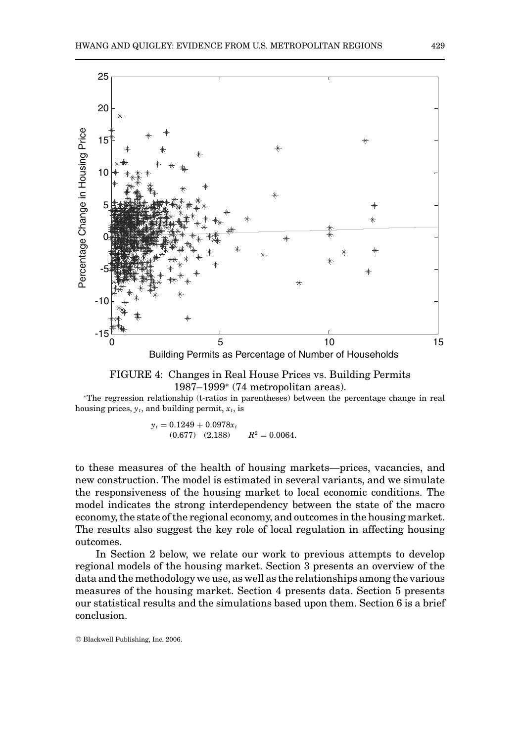FIGURE 4: Changes in Real House Prices vs. Building Permits 1987–1999* (74 metropolitan areas).

*The regression relationship (t-ratios in parentheses) between the percentage change in real housing prices, $y_t$, and building permit, $x_t$, is

$$
\begin{aligned}
y_t &= \underset{(0.677)}{0.1249} + \underset{(2.188)}{0.0978}\,x_t \qquad R^2 = 0.0064.
\end{aligned}
$$

to these measures of the health of housing markets—prices, vacancies, and new construction. The model is estimated in several variants, and we simulate the responsiveness of the housing market to local economic conditions. The model indicates the strong interdependency between the state of the macro economy, the state of the regional economy, and outcomes in the housing market. The results also suggest the key role of local regulation in affecting housing outcomes.

In Section 2 below, we relate our work to previous attempts to develop regional models of the housing market. Section 3 presents an overview of the data and the methodology we use, as well as the relationships among the various measures of the housing market. Section 4 presents data. Section 5 presents our statistical results and the simulations based upon them. Section 6 is a brief conclusion.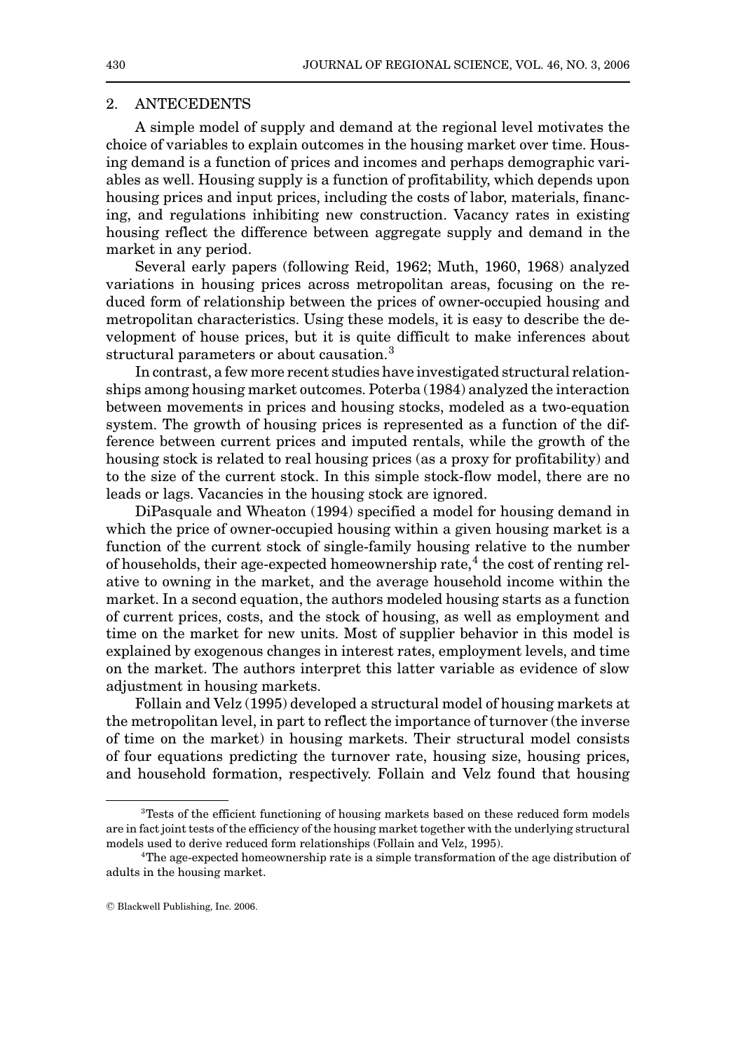## 2. ANTECEDENTS

A simple model of supply and demand at the regional level motivates the choice of variables to explain outcomes in the housing market over time. Housing demand is a function of prices and incomes and perhaps demographic variables as well. Housing supply is a function of profitability, which depends upon housing prices and input prices, including the costs of labor, materials, financing, and regulations inhibiting new construction. Vacancy rates in existing housing reflect the difference between aggregate supply and demand in the market in any period.

Several early papers (following Reid, 1962; Muth, 1960, 1968) analyzed variations in housing prices across metropolitan areas, focusing on the reduced form of relationship between the prices of owner-occupied housing and metropolitan characteristics. Using these models, it is easy to describe the development of house prices, but it is quite difficult to make inferences about structural parameters or about causation.[3]

In contrast, a few more recent studies have investigated structural relationships among housing market outcomes. Poterba (1984) analyzed the interaction between movements in prices and housing stocks, modeled as a two-equation system. The growth of housing prices is represented as a function of the difference between current prices and imputed rentals, while the growth of the housing stock is related to real housing prices (as a proxy for profitability) and to the size of the current stock. In this simple stock-flow model, there are no leads or lags. Vacancies in the housing stock are ignored.

DiPasquale and Wheaton (1994) specified a model for housing demand in which the price of owner-occupied housing within a given housing market is a function of the current stock of single-family housing relative to the number of households, their age-expected homeownership rate,[4] the cost of renting relative to owning in the market, and the average household income within the market. In a second equation, the authors modeled housing starts as a function of current prices, costs, and the stock of housing, as well as employment and time on the market for new units. Most of supplier behavior in this model is explained by exogenous changes in interest rates, employment levels, and time on the market. The authors interpret this latter variable as evidence of slow adjustment in housing markets.

Follain and Velz (1995) developed a structural model of housing markets at the metropolitan level, in part to reflect the importance of turnover (the inverse of time on the market) in housing markets. Their structural model consists of four equations predicting the turnover rate, housing size, housing prices, and household formation, respectively. Follain and Velz found that housing

[3] Tests of the efficient functioning of housing markets based on these reduced form models are in fact joint tests of the efficiency of the housing market together with the underlying structural models used to derive reduced form relationships (Follain and Velz, 1995).

[4] The age-expected homeownership rate is a simple transformation of the age distribution of adults in the housing market.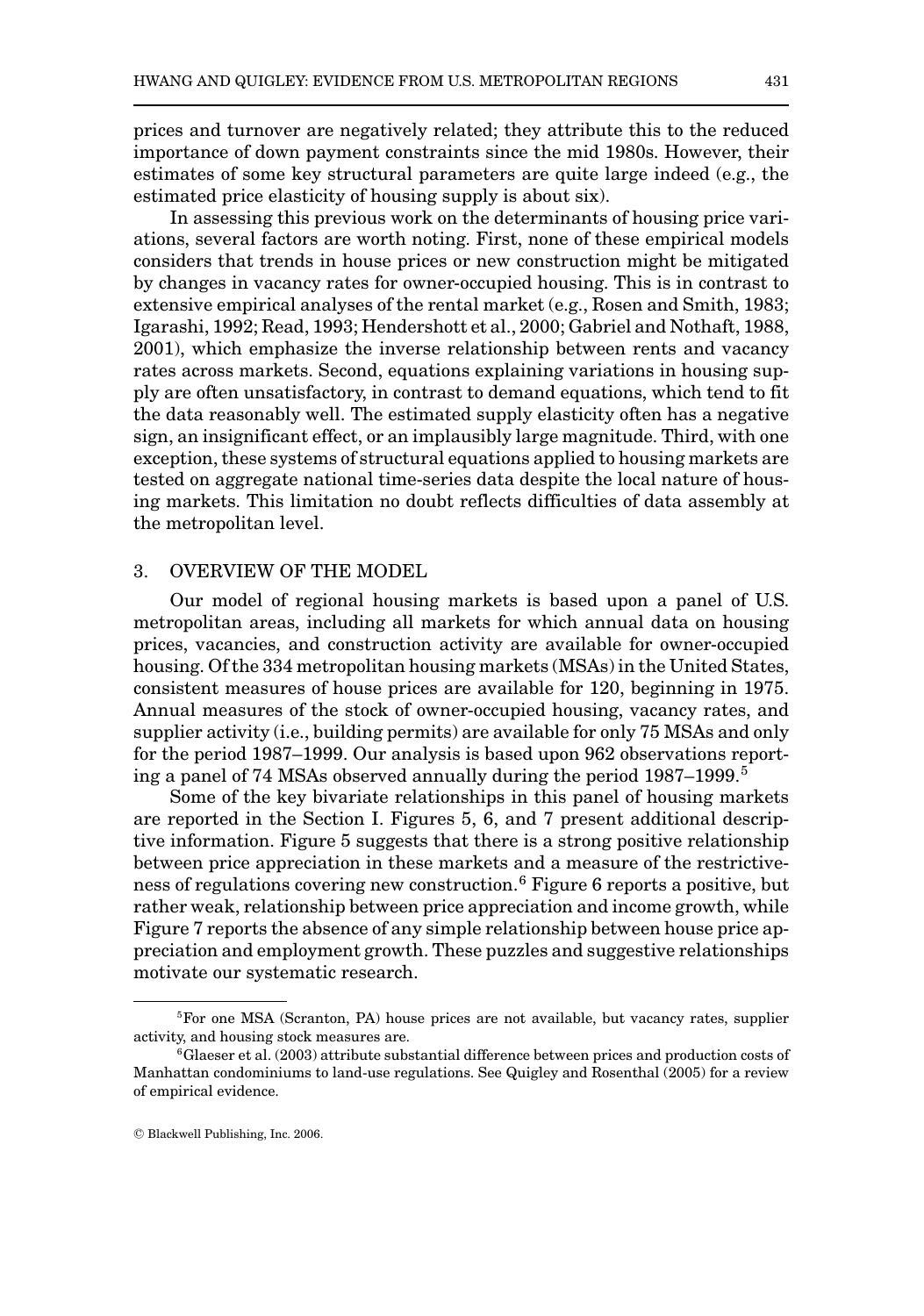prices and turnover are negatively related; they attribute this to the reduced importance of down payment constraints since the mid 1980s. However, their estimates of some key structural parameters are quite large indeed (e.g., the estimated price elasticity of housing supply is about six).

In assessing this previous work on the determinants of housing price variations, several factors are worth noting. First, none of these empirical models considers that trends in house prices or new construction might be mitigated by changes in vacancy rates for owner-occupied housing. This is in contrast to extensive empirical analyses of the rental market (e.g., Rosen and Smith, 1983; Igarashi, 1992; Read, 1993; Hendershott et al., 2000; Gabriel and Nothaft, 1988, 2001), which emphasize the inverse relationship between rents and vacancy rates across markets. Second, equations explaining variations in housing supply are often unsatisfactory, in contrast to demand equations, which tend to fit the data reasonably well. The estimated supply elasticity often has a negative sign, an insignificant effect, or an implausibly large magnitude. Third, with one exception, these systems of structural equations applied to housing markets are tested on aggregate national time-series data despite the local nature of housing markets. This limitation no doubt reflects difficulties of data assembly at the metropolitan level.

## 3. OVERVIEW OF THE MODEL

Our model of regional housing markets is based upon a panel of U.S. metropolitan areas, including all markets for which annual data on housing prices, vacancies, and construction activity are available for owner-occupied housing. Of the 334 metropolitan housing markets (MSAs) in the United States, consistent measures of house prices are available for 120, beginning in 1975. Annual measures of the stock of owner-occupied housing, vacancy rates, and supplier activity (i.e., building permits) are available for only 75 MSAs and only for the period 1987–1999. Our analysis is based upon 962 observations reporting a panel of 74 MSAs observed annually during the period 1987–1999.[5]

Some of the key bivariate relationships in this panel of housing markets are reported in the Section I. Figures 5, 6, and 7 present additional descriptive information. Figure 5 suggests that there is a strong positive relationship between price appreciation in these markets and a measure of the restrictiveness of regulations covering new construction.[6] Figure 6 reports a positive, but rather weak, relationship between price appreciation and income growth, while Figure 7 reports the absence of any simple relationship between house price appreciation and employment growth. These puzzles and suggestive relationships motivate our systematic research.

---

[5]For one MSA (Scranton, PA) house prices are not available, but vacancy rates, supplier activity, and housing stock measures are.

[6]Glaeser et al. (2003) attribute substantial difference between prices and production costs of Manhattan condominiums to land-use regulations. See Quigley and Rosenthal (2005) for a review of empirical evidence.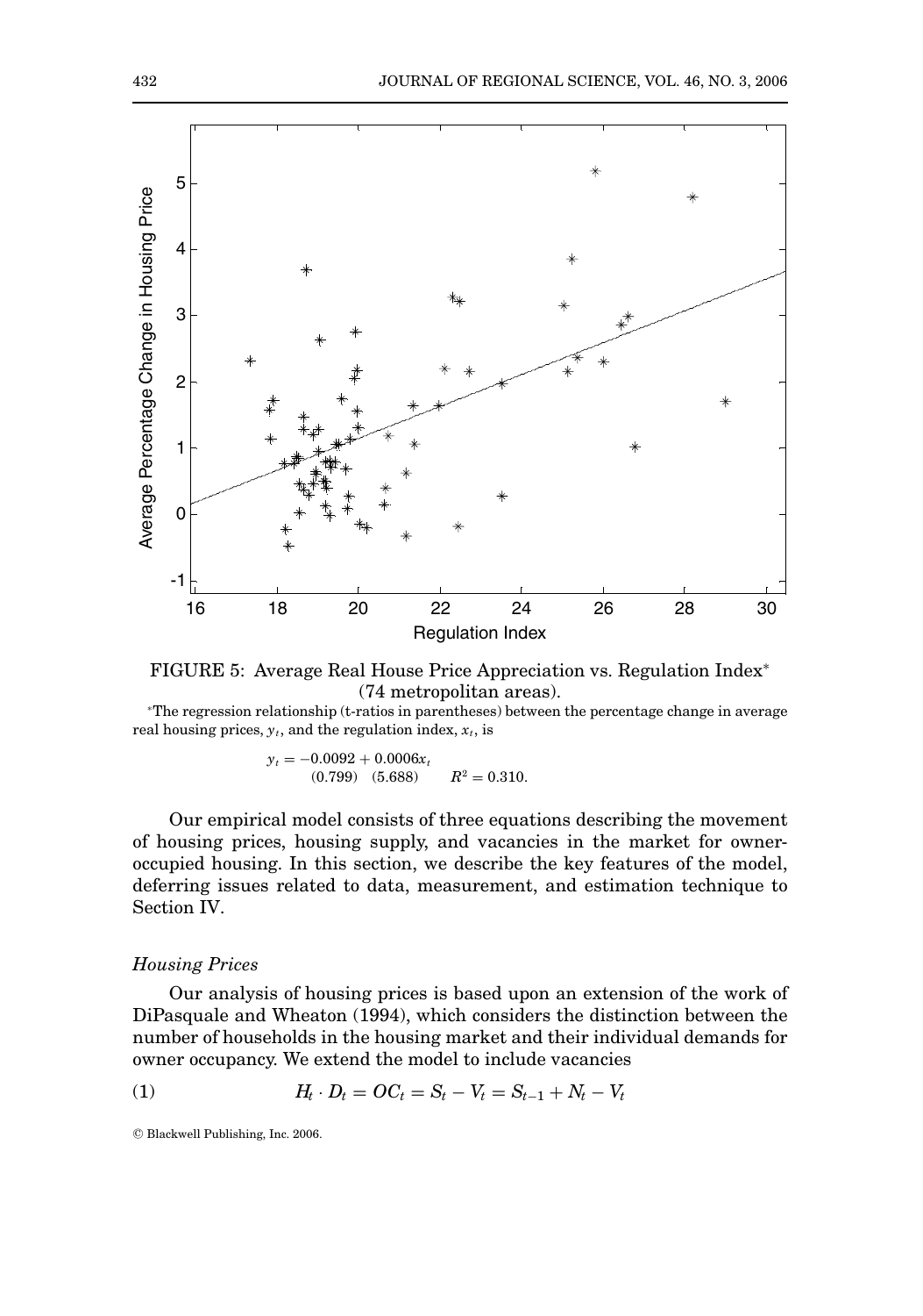FIGURE 5: Average Real House Price Appreciation vs. Regulation Index* (74 metropolitan areas).

*The regression relationship (t-ratios in parentheses) between the percentage change in average real housing prices, $y_t$, and the regulation index, $x_t$, is

$$y_t = -0.0092 + 0.0006x_t$$
$$(0.799) \quad (5.688) \qquad R^2 = 0.310.$$

Our empirical model consists of three equations describing the movement of housing prices, housing supply, and vacancies in the market for owner-occupied housing. In this section, we describe the key features of the model, deferring issues related to data, measurement, and estimation technique to Section IV.

### *Housing Prices*

Our analysis of housing prices is based upon an extension of the work of DiPasquale and Wheaton (1994), which considers the distinction between the number of households in the housing market and their individual demands for owner occupancy. We extend the model to include vacancies

$$(1) \qquad H_t \cdot D_t = OC_t = S_t - V_t = S_{t-1} + N_t - V_t$$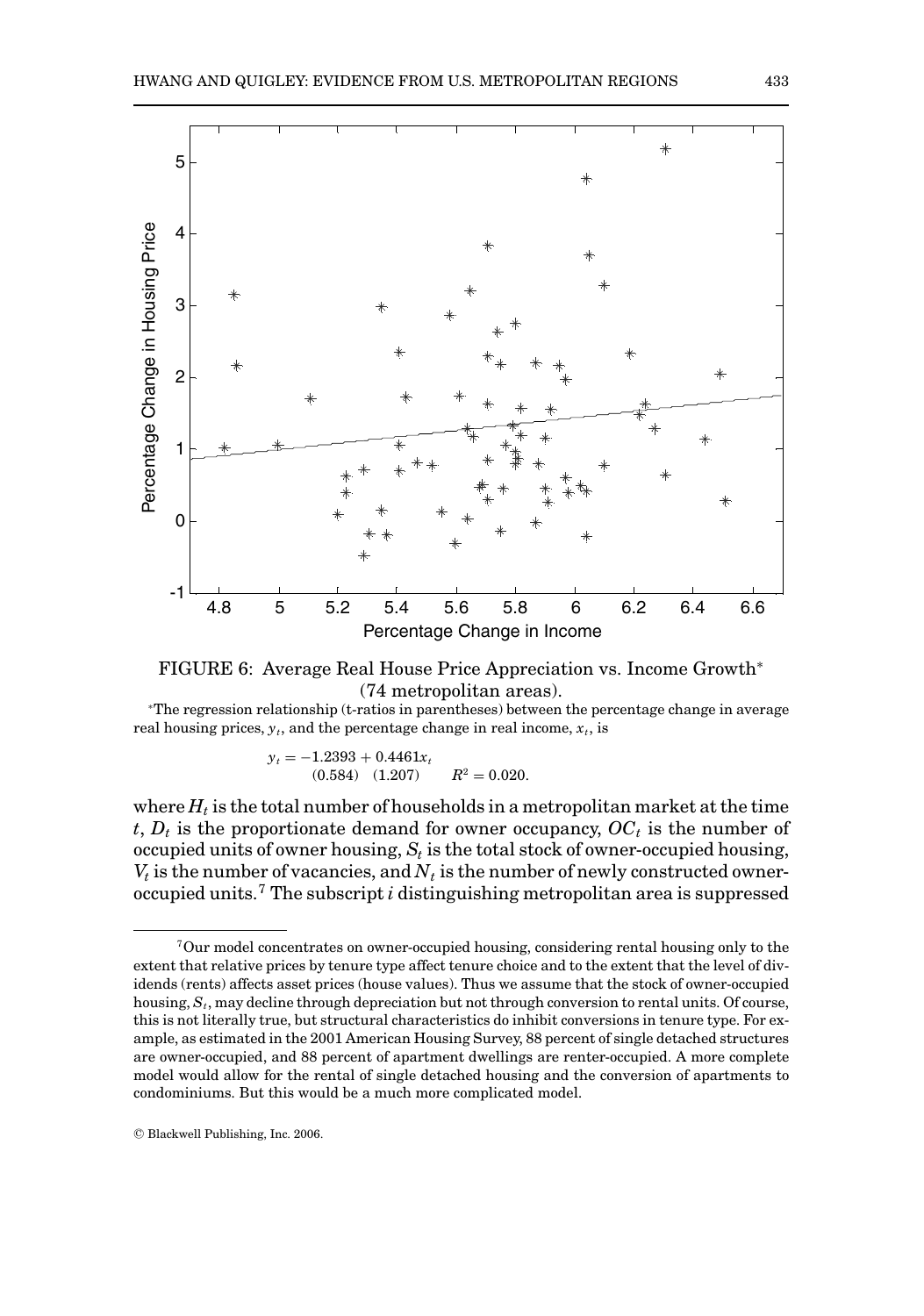FIGURE 6: Average Real House Price Appreciation vs. Income Growth* (74 metropolitan areas).

*The regression relationship (t-ratios in parentheses) between the percentage change in average real housing prices, $y_t$, and the percentage change in real income, $x_t$, is

$$
\begin{aligned}
y_t = &-1.2393 + 0.4461 x_t \\
&(0.584) \quad (1.207) \qquad R^2 = 0.020.
\end{aligned}
$$

where $H_t$ is the total number of households in a metropolitan market at the time $t$, $D_t$ is the proportionate demand for owner occupancy, $OC_t$ is the number of occupied units of owner housing, $S_t$ is the total stock of owner-occupied housing, $V_t$ is the number of vacancies, and $N_t$ is the number of newly constructed owner-occupied units.[7] The subscript $i$ distinguishing metropolitan area is suppressed

[7] Our model concentrates on owner-occupied housing, considering rental housing only to the extent that relative prices by tenure type affect tenure choice and to the extent that the level of dividends (rents) affects asset prices (house values). Thus we assume that the stock of owner-occupied housing, $S_t$, may decline through depreciation but not through conversion to rental units. Of course, this is not literally true, but structural characteristics do inhibit conversions in tenure type. For example, as estimated in the 2001 American Housing Survey, 88 percent of single detached structures are owner-occupied, and 88 percent of apartment dwellings are renter-occupied. A more complete model would allow for the rental of single detached housing and the conversion of apartments to condominiums. But this would be a much more complicated model.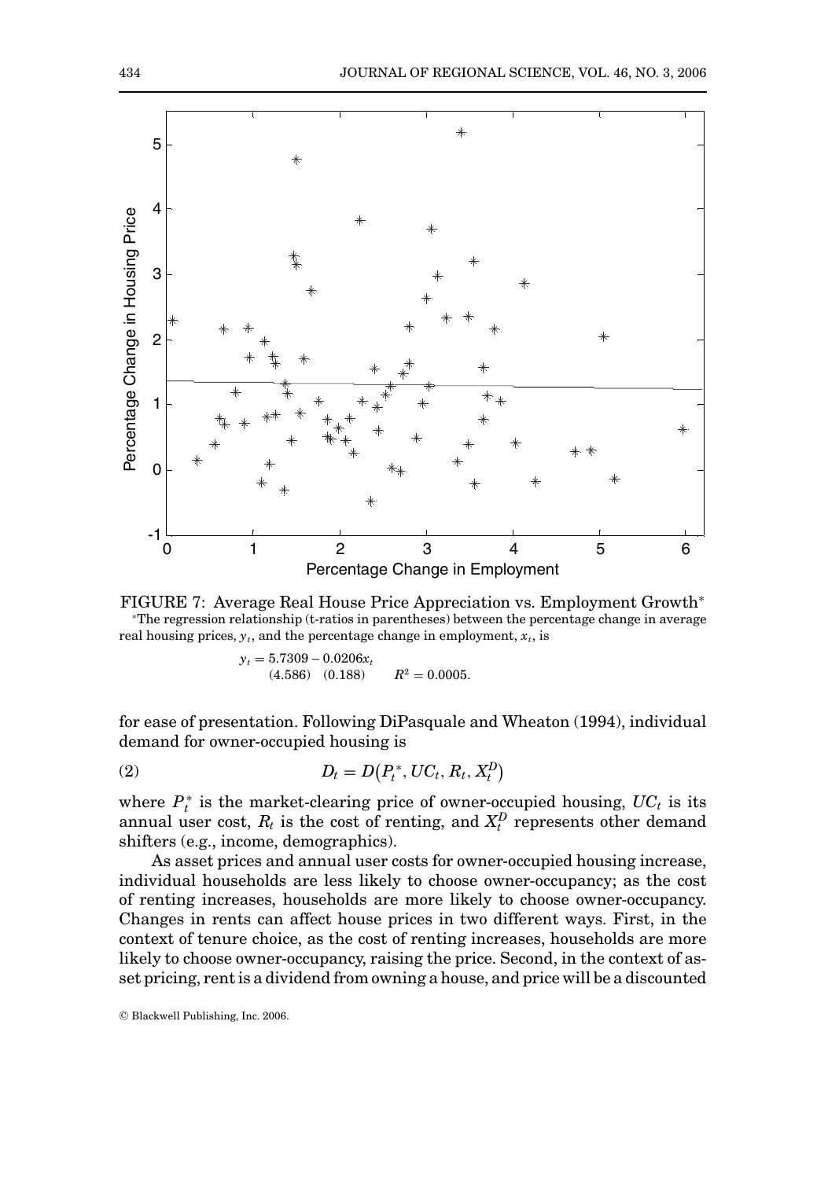FIGURE 7: Average Real House Price Appreciation vs. Employment Growth*

*The regression relationship (t-ratios in parentheses) between the percentage change in average real housing prices, $y_t$, and the percentage change in employment, $x_t$, is

$$y_t = \underset{(4.586)}{5.7309} - \underset{(0.188)}{0.0206}x_t \qquad R^2 = 0.0005.$$

for ease of presentation. Following DiPasquale and Wheaton (1994), individual demand for owner-occupied housing is

$$D_t = D\left(P_t^*, UC_t, R_t, X_t^D\right) \tag{2}$$

where $P_t^*$ is the market-clearing price of owner-occupied housing, $UC_t$ is its annual user cost, $R_t$ is the cost of renting, and $X_t^D$ represents other demand shifters (e.g., income, demographics).

As asset prices and annual user costs for owner-occupied housing increase, individual households are less likely to choose owner-occupancy; as the cost of renting increases, households are more likely to choose owner-occupancy. Changes in rents can affect house prices in two different ways. First, in the context of tenure choice, as the cost of renting increases, households are more likely to choose owner-occupancy, raising the price. Second, in the context of asset pricing, rent is a dividend from owning a house, and price will be a discounted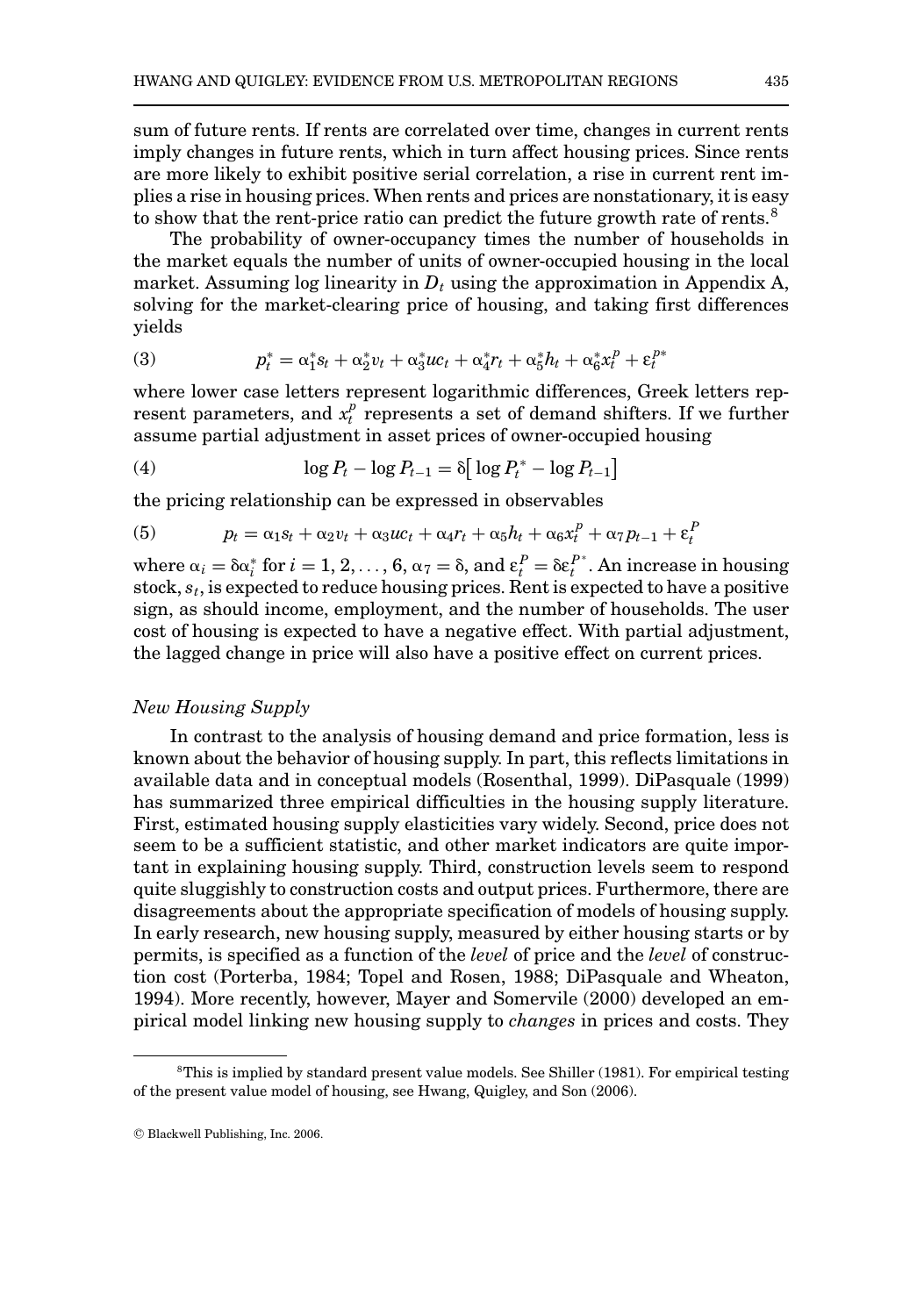sum of future rents. If rents are correlated over time, changes in current rents imply changes in future rents, which in turn affect housing prices. Since rents are more likely to exhibit positive serial correlation, a rise in current rent implies a rise in housing prices. When rents and prices are nonstationary, it is easy to show that the rent-price ratio can predict the future growth rate of rents.[8]

The probability of owner-occupancy times the number of households in the market equals the number of units of owner-occupied housing in the local market. Assuming log linearity in $D_t$ using the approximation in Appendix A, solving for the market-clearing price of housing, and taking first differences yields

$$p_t^* = \alpha_1^* s_t + \alpha_2^* v_t + \alpha_3^* uc_t + \alpha_4^* r_t + \alpha_5^* h_t + \alpha_6^* x_t^p + \varepsilon_t^{p*} \tag{3}$$

where lower case letters represent logarithmic differences, Greek letters represent parameters, and $x_t^p$ represents a set of demand shifters. If we further assume partial adjustment in asset prices of owner-occupied housing

$$\log P_t - \log P_{t-1} = \delta\left[\log P_t^* - \log P_{t-1}\right] \tag{4}$$

the pricing relationship can be expressed in observables

$$p_t = \alpha_1 s_t + \alpha_2 v_t + \alpha_3 uc_t + \alpha_4 r_t + \alpha_5 h_t + \alpha_6 x_t^p + \alpha_7 p_{t-1} + \varepsilon_t^P \tag{5}$$

where $\alpha_i = \delta\alpha_i^*$ for $i = 1, 2, \ldots, 6$, $\alpha_7 = \delta$, and $\varepsilon_t^P = \delta\varepsilon_t^{P^*}$. An increase in housing stock, $s_t$, is expected to reduce housing prices. Rent is expected to have a positive sign, as should income, employment, and the number of households. The user cost of housing is expected to have a negative effect. With partial adjustment, the lagged change in price will also have a positive effect on current prices.

### *New Housing Supply*

In contrast to the analysis of housing demand and price formation, less is known about the behavior of housing supply. In part, this reflects limitations in available data and in conceptual models (Rosenthal, 1999). DiPasquale (1999) has summarized three empirical difficulties in the housing supply literature. First, estimated housing supply elasticities vary widely. Second, price does not seem to be a sufficient statistic, and other market indicators are quite important in explaining housing supply. Third, construction levels seem to respond quite sluggishly to construction costs and output prices. Furthermore, there are disagreements about the appropriate specification of models of housing supply. In early research, new housing supply, measured by either housing starts or by permits, is specified as a function of the *level* of price and the *level* of construction cost (Porterba, 1984; Topel and Rosen, 1988; DiPasquale and Wheaton, 1994). More recently, however, Mayer and Somervile (2000) developed an empirical model linking new housing supply to *changes* in prices and costs. They

[8]This is implied by standard present value models. See Shiller (1981). For empirical testing of the present value model of housing, see Hwang, Quigley, and Son (2006).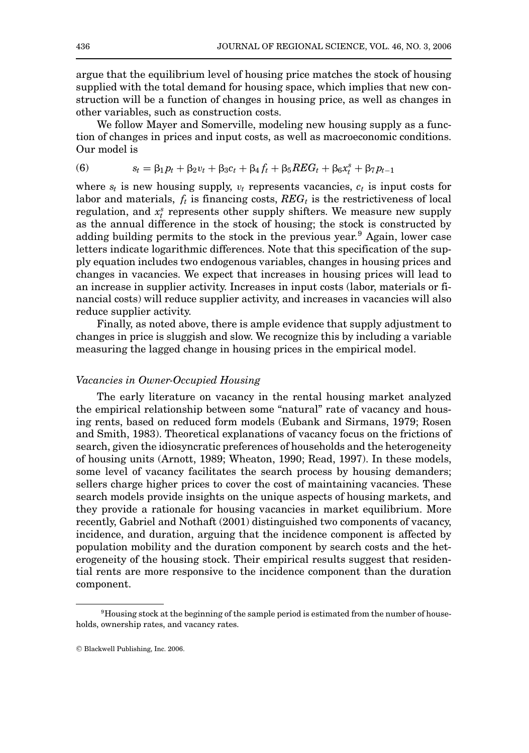argue that the equilibrium level of housing price matches the stock of housing supplied with the total demand for housing space, which implies that new construction will be a function of changes in housing price, as well as changes in other variables, such as construction costs.

We follow Mayer and Somerville, modeling new housing supply as a function of changes in prices and input costs, as well as macroeconomic conditions. Our model is

$$s_t = \beta_1 p_t + \beta_2 v_t + \beta_3 c_t + \beta_4 f_t + \beta_5 REG_t + \beta_6 x_t^s + \beta_7 p_{t-1} \tag{6}$$

where $s_t$ is new housing supply, $v_t$ represents vacancies, $c_t$ is input costs for labor and materials, $f_t$ is financing costs, $REG_t$ is the restrictiveness of local regulation, and $x_t^s$ represents other supply shifters. We measure new supply as the annual difference in the stock of housing; the stock is constructed by adding building permits to the stock in the previous year.[9] Again, lower case letters indicate logarithmic differences. Note that this specification of the supply equation includes two endogenous variables, changes in housing prices and changes in vacancies. We expect that increases in housing prices will lead to an increase in supplier activity. Increases in input costs (labor, materials or financial costs) will reduce supplier activity, and increases in vacancies will also reduce supplier activity.

Finally, as noted above, there is ample evidence that supply adjustment to changes in price is sluggish and slow. We recognize this by including a variable measuring the lagged change in housing prices in the empirical model.

### *Vacancies in Owner-Occupied Housing*

The early literature on vacancy in the rental housing market analyzed the empirical relationship between some "natural" rate of vacancy and housing rents, based on reduced form models (Eubank and Sirmans, 1979; Rosen and Smith, 1983). Theoretical explanations of vacancy focus on the frictions of search, given the idiosyncratic preferences of households and the heterogeneity of housing units (Arnott, 1989; Wheaton, 1990; Read, 1997). In these models, some level of vacancy facilitates the search process by housing demanders; sellers charge higher prices to cover the cost of maintaining vacancies. These search models provide insights on the unique aspects of housing markets, and they provide a rationale for housing vacancies in market equilibrium. More recently, Gabriel and Nothaft (2001) distinguished two components of vacancy, incidence, and duration, arguing that the incidence component is affected by population mobility and the duration component by search costs and the heterogeneity of the housing stock. Their empirical results suggest that residential rents are more responsive to the incidence component than the duration component.

---

[9] Housing stock at the beginning of the sample period is estimated from the number of households, ownership rates, and vacancy rates.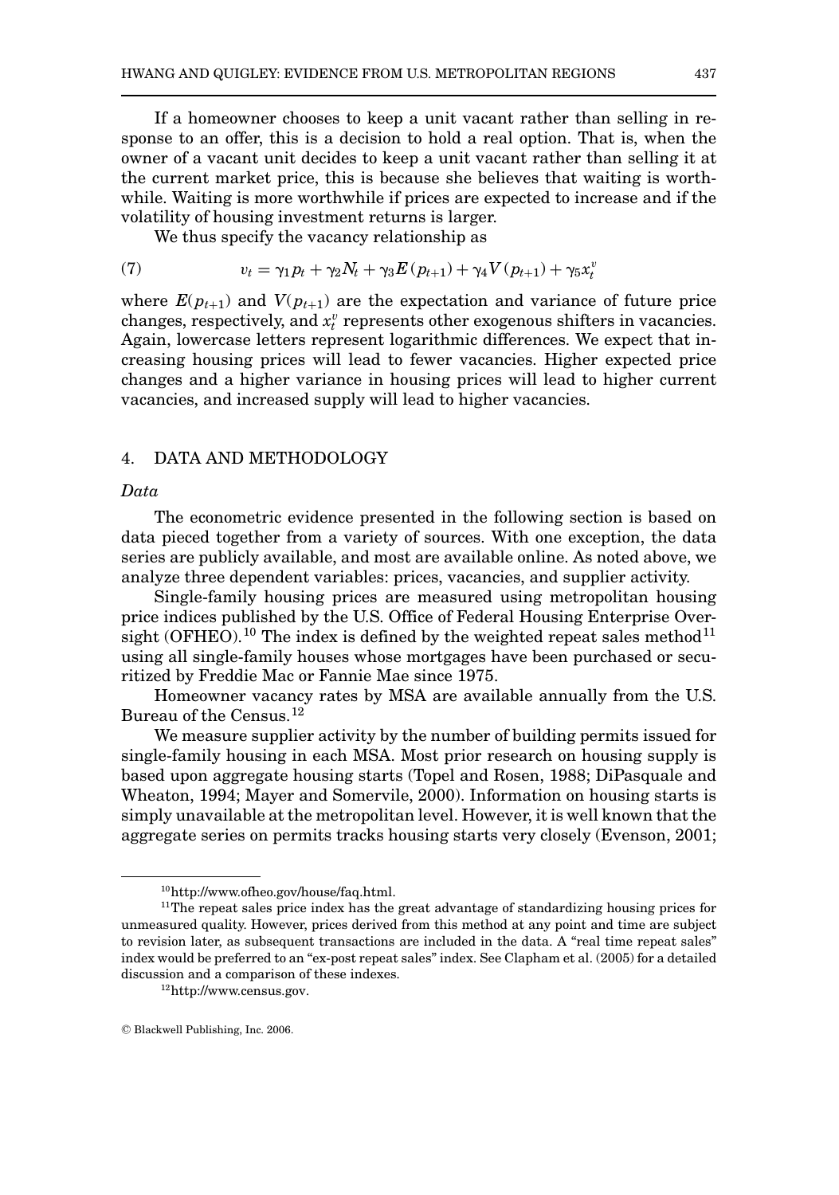If a homeowner chooses to keep a unit vacant rather than selling in response to an offer, this is a decision to hold a real option. That is, when the owner of a vacant unit decides to keep a unit vacant rather than selling it at the current market price, this is because she believes that waiting is worthwhile. Waiting is more worthwhile if prices are expected to increase and if the volatility of housing investment returns is larger.

We thus specify the vacancy relationship as

$$v_t = \gamma_1 p_t + \gamma_2 N_t + \gamma_3 E(p_{t+1}) + \gamma_4 V(p_{t+1}) + \gamma_5 x_t^v \tag{7}$$

where $E(p_{t+1})$ and $V(p_{t+1})$ are the expectation and variance of future price changes, respectively, and $x_t^v$ represents other exogenous shifters in vacancies. Again, lowercase letters represent logarithmic differences. We expect that increasing housing prices will lead to fewer vacancies. Higher expected price changes and a higher variance in housing prices will lead to higher current vacancies, and increased supply will lead to higher vacancies.

## 4. DATA AND METHODOLOGY

### *Data*

The econometric evidence presented in the following section is based on data pieced together from a variety of sources. With one exception, the data series are publicly available, and most are available online. As noted above, we analyze three dependent variables: prices, vacancies, and supplier activity.

Single-family housing prices are measured using metropolitan housing price indices published by the U.S. Office of Federal Housing Enterprise Oversight (OFHEO).[10] The index is defined by the weighted repeat sales method[11] using all single-family houses whose mortgages have been purchased or securitized by Freddie Mac or Fannie Mae since 1975.

Homeowner vacancy rates by MSA are available annually from the U.S. Bureau of the Census.[12]

We measure supplier activity by the number of building permits issued for single-family housing in each MSA. Most prior research on housing supply is based upon aggregate housing starts (Topel and Rosen, 1988; DiPasquale and Wheaton, 1994; Mayer and Somervile, 2000). Information on housing starts is simply unavailable at the metropolitan level. However, it is well known that the aggregate series on permits tracks housing starts very closely (Evenson, 2001;

---

[10] http://www.ofheo.gov/house/faq.html.

[11] The repeat sales price index has the great advantage of standardizing housing prices for unmeasured quality. However, prices derived from this method at any point and time are subject to revision later, as subsequent transactions are included in the data. A "real time repeat sales" index would be preferred to an "ex-post repeat sales" index. See Clapham et al. (2005) for a detailed discussion and a comparison of these indexes.

[12] http://www.census.gov.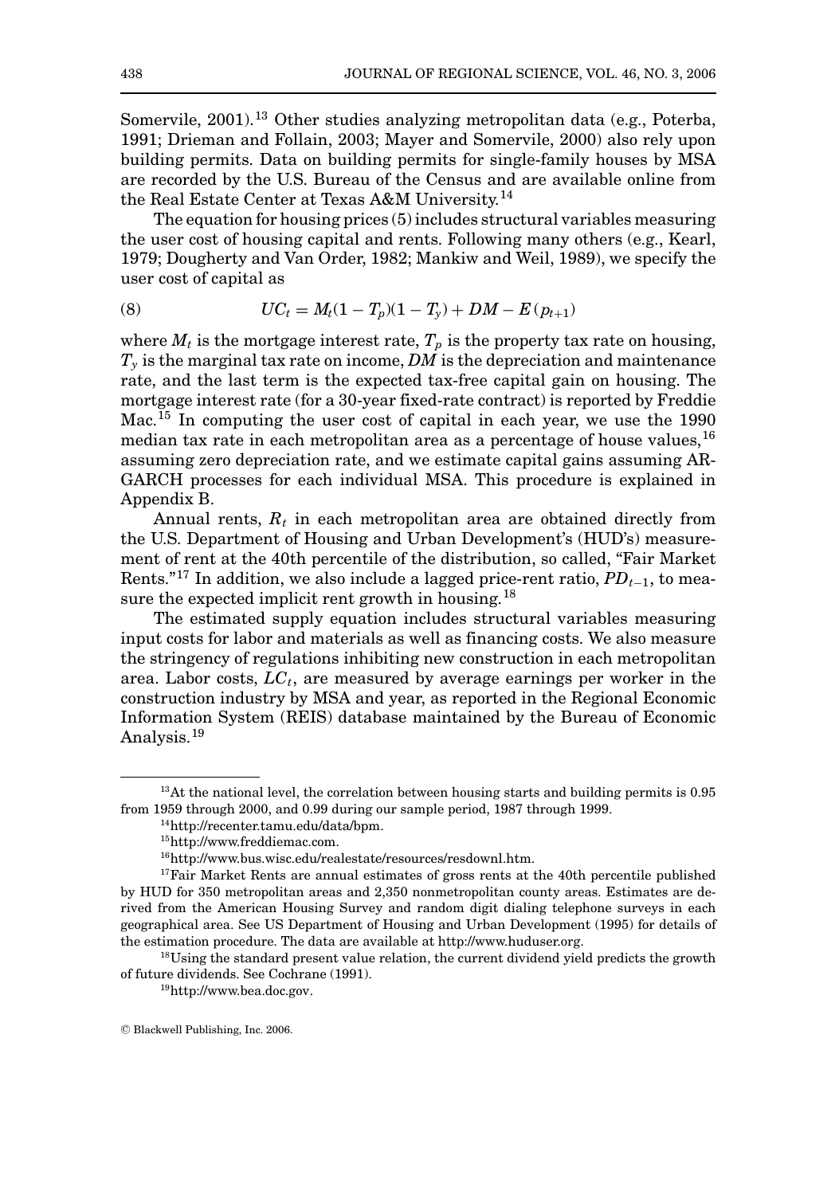Somervile, 2001).[13] Other studies analyzing metropolitan data (e.g., Poterba, 1991; Drieman and Follain, 2003; Mayer and Somervile, 2000) also rely upon building permits. Data on building permits for single-family houses by MSA are recorded by the U.S. Bureau of the Census and are available online from the Real Estate Center at Texas A&M University.[14]

The equation for housing prices (5) includes structural variables measuring the user cost of housing capital and rents. Following many others (e.g., Kearl, 1979; Dougherty and Van Order, 1982; Mankiw and Weil, 1989), we specify the user cost of capital as

$$UC_t = M_t(1 - T_p)(1 - T_y) + DM - E(p_{t+1}) \tag{8}$$

where $M_t$ is the mortgage interest rate, $T_p$ is the property tax rate on housing, $T_y$ is the marginal tax rate on income, $DM$ is the depreciation and maintenance rate, and the last term is the expected tax-free capital gain on housing. The mortgage interest rate (for a 30-year fixed-rate contract) is reported by Freddie Mac.[15] In computing the user cost of capital in each year, we use the 1990 median tax rate in each metropolitan area as a percentage of house values,[16] assuming zero depreciation rate, and we estimate capital gains assuming AR-GARCH processes for each individual MSA. This procedure is explained in Appendix B.

Annual rents, $R_t$ in each metropolitan area are obtained directly from the U.S. Department of Housing and Urban Development's (HUD's) measurement of rent at the 40th percentile of the distribution, so called, "Fair Market Rents."[17] In addition, we also include a lagged price-rent ratio, $PD_{t-1}$, to measure the expected implicit rent growth in housing.[18]

The estimated supply equation includes structural variables measuring input costs for labor and materials as well as financing costs. We also measure the stringency of regulations inhibiting new construction in each metropolitan area. Labor costs, $LC_t$, are measured by average earnings per worker in the construction industry by MSA and year, as reported in the Regional Economic Information System (REIS) database maintained by the Bureau of Economic Analysis.[19]

---

[13] At the national level, the correlation between housing starts and building permits is 0.95 from 1959 through 2000, and 0.99 during our sample period, 1987 through 1999.

[14] http://recenter.tamu.edu/data/bpm.

[15] http://www.freddiemac.com.

[16] http://www.bus.wisc.edu/realestate/resources/resdownl.htm.

[17] Fair Market Rents are annual estimates of gross rents at the 40th percentile published by HUD for 350 metropolitan areas and 2,350 nonmetropolitan county areas. Estimates are derived from the American Housing Survey and random digit dialing telephone surveys in each geographical area. See US Department of Housing and Urban Development (1995) for details of the estimation procedure. The data are available at http://www.huduser.org.

[18] Using the standard present value relation, the current dividend yield predicts the growth of future dividends. See Cochrane (1991).

[19] http://www.bea.doc.gov.

© Blackwell Publishing, Inc. 2006.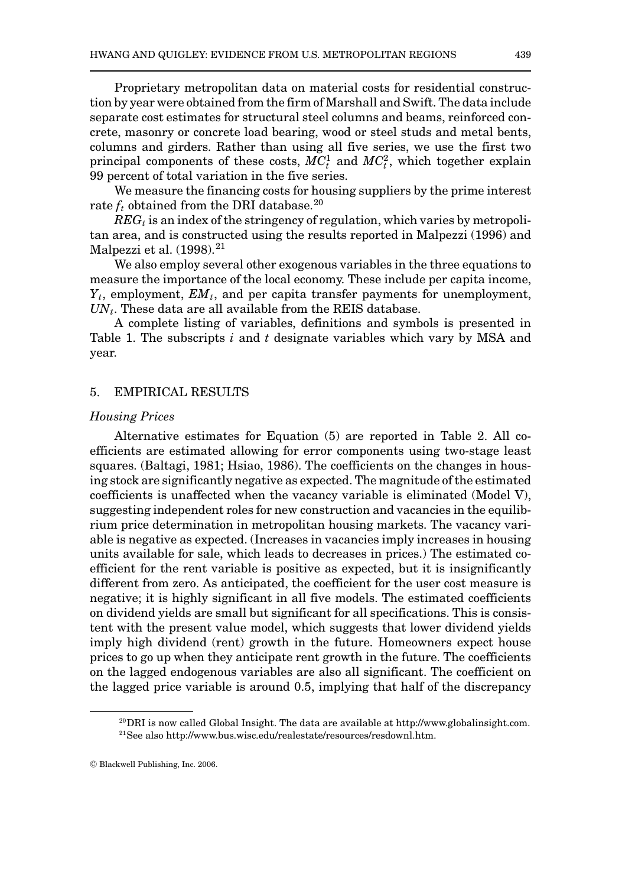Proprietary metropolitan data on material costs for residential construction by year were obtained from the firm of Marshall and Swift. The data include separate cost estimates for structural steel columns and beams, reinforced concrete, masonry or concrete load bearing, wood or steel studs and metal bents, columns and girders. Rather than using all five series, we use the first two principal components of these costs, $MC_t^1$ and $MC_t^2$, which together explain 99 percent of total variation in the five series.

We measure the financing costs for housing suppliers by the prime interest rate $f_t$ obtained from the DRI database.[20]

$REG_t$ is an index of the stringency of regulation, which varies by metropolitan area, and is constructed using the results reported in Malpezzi (1996) and Malpezzi et al. (1998).[21]

We also employ several other exogenous variables in the three equations to measure the importance of the local economy. These include per capita income, $Y_t$, employment, $EM_t$, and per capita transfer payments for unemployment, $UN_t$. These data are all available from the REIS database.

A complete listing of variables, definitions and symbols is presented in Table 1. The subscripts $i$ and $t$ designate variables which vary by MSA and year.

## 5. EMPIRICAL RESULTS

### *Housing Prices*

Alternative estimates for Equation (5) are reported in Table 2. All coefficients are estimated allowing for error components using two-stage least squares. (Baltagi, 1981; Hsiao, 1986). The coefficients on the changes in housing stock are significantly negative as expected. The magnitude of the estimated coefficients is unaffected when the vacancy variable is eliminated (Model V), suggesting independent roles for new construction and vacancies in the equilibrium price determination in metropolitan housing markets. The vacancy variable is negative as expected. (Increases in vacancies imply increases in housing units available for sale, which leads to decreases in prices.) The estimated coefficient for the rent variable is positive as expected, but it is insignificantly different from zero. As anticipated, the coefficient for the user cost measure is negative; it is highly significant in all five models. The estimated coefficients on dividend yields are small but significant for all specifications. This is consistent with the present value model, which suggests that lower dividend yields imply high dividend (rent) growth in the future. Homeowners expect house prices to go up when they anticipate rent growth in the future. The coefficients on the lagged endogenous variables are also all significant. The coefficient on the lagged price variable is around 0.5, implying that half of the discrepancy

[20] DRI is now called Global Insight. The data are available at http://www.globalinsight.com.

[21] See also http://www.bus.wisc.edu/realestate/resources/resdownl.htm.

© Blackwell Publishing, Inc. 2006.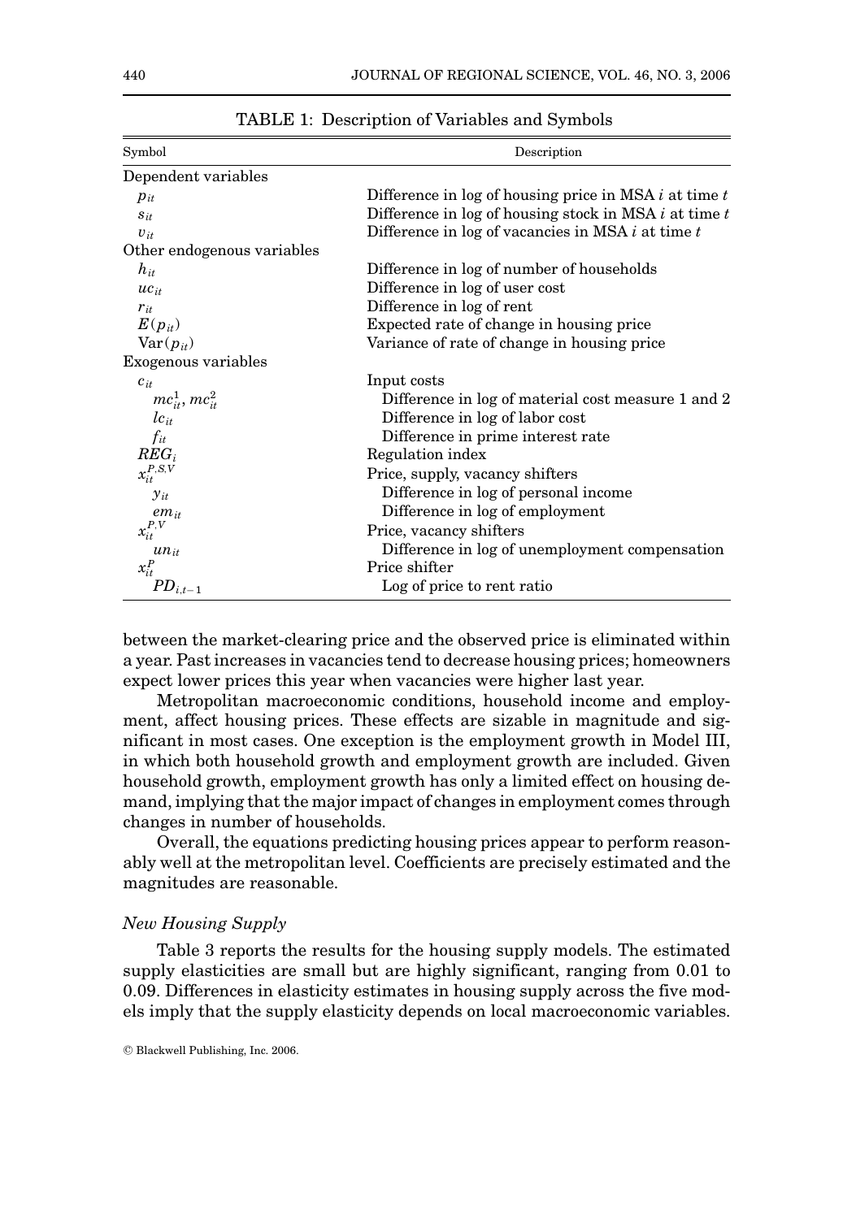TABLE 1: Description of Variables and Symbols

| Symbol | Description |
|---|---|
| Dependent variables | |
| $p_{it}$ | Difference in log of housing price in MSA $i$ at time $t$ |
| $s_{it}$ | Difference in log of housing stock in MSA $i$ at time $t$ |
| $v_{it}$ | Difference in log of vacancies in MSA $i$ at time $t$ |
| Other endogenous variables | |
| $h_{it}$ | Difference in log of number of households |
| $uc_{it}$ | Difference in log of user cost |
| $r_{it}$ | Difference in log of rent |
| $E(p_{it})$ | Expected rate of change in housing price |
| $\mathrm{Var}(p_{it})$ | Variance of rate of change in housing price |
| Exogenous variables | |
| $c_{it}$ | Input costs |
| $mc_{it}^1, mc_{it}^2$ | Difference in log of material cost measure 1 and 2 |
| $lc_{it}$ | Difference in log of labor cost |
| $f_{it}$ | Difference in prime interest rate |
| $REG_i$ | Regulation index |
| $x_{it}^{P,S,V}$ | Price, supply, vacancy shifters |
| $y_{it}$ | Difference in log of personal income |
| $em_{it}$ | Difference in log of employment |
| $x_{it}^{P,V}$ | Price, vacancy shifters |
| $un_{it}$ | Difference in log of unemployment compensation |
| $x_{it}^{P}$ | Price shifter |
| $PD_{i,t-1}$ | Log of price to rent ratio |

between the market-clearing price and the observed price is eliminated within a year. Past increases in vacancies tend to decrease housing prices; homeowners expect lower prices this year when vacancies were higher last year.

Metropolitan macroeconomic conditions, household income and employment, affect housing prices. These effects are sizable in magnitude and significant in most cases. One exception is the employment growth in Model III, in which both household growth and employment growth are included. Given household growth, employment growth has only a limited effect on housing demand, implying that the major impact of changes in employment comes through changes in number of households.

Overall, the equations predicting housing prices appear to perform reasonably well at the metropolitan level. Coefficients are precisely estimated and the magnitudes are reasonable.

### *New Housing Supply*

Table 3 reports the results for the housing supply models. The estimated supply elasticities are small but are highly significant, ranging from 0.01 to 0.09. Differences in elasticity estimates in housing supply across the five models imply that the supply elasticity depends on local macroeconomic variables.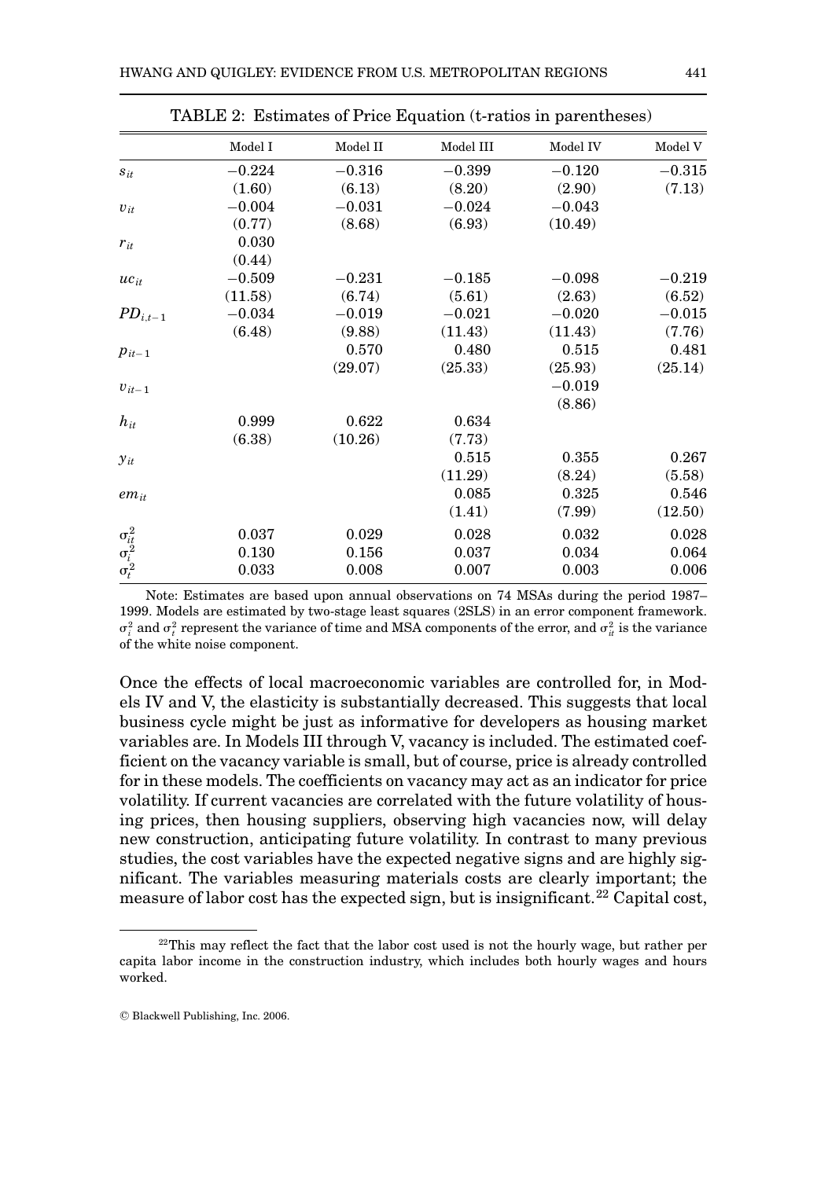TABLE 2: Estimates of Price Equation (t-ratios in parentheses)

| | Model I | Model II | Model III | Model IV | Model V |
|---|---|---|---|---|---|
| $s_{it}$ | −0.224 | −0.316 | −0.399 | −0.120 | −0.315 |
| | (1.60) | (6.13) | (8.20) | (2.90) | (7.13) |
| $v_{it}$ | −0.004 | −0.031 | −0.024 | −0.043 | |
| | (0.77) | (8.68) | (6.93) | (10.49) | |
| $r_{it}$ | 0.030 | | | | |
| | (0.44) | | | | |
| $uc_{it}$ | −0.509 | −0.231 | −0.185 | −0.098 | −0.219 |
| | (11.58) | (6.74) | (5.61) | (2.63) | (6.52) |
| $PD_{i,t-1}$ | −0.034 | −0.019 | −0.021 | −0.020 | −0.015 |
| | (6.48) | (9.88) | (11.43) | (11.43) | (7.76) |
| $p_{it-1}$ | | 0.570 | 0.480 | 0.515 | 0.481 |
| | | (29.07) | (25.33) | (25.93) | (25.14) |
| $v_{it-1}$ | | | | −0.019 | |
| | | | | (8.86) | |
| $h_{it}$ | 0.999 | 0.622 | 0.634 | | |
| | (6.38) | (10.26) | (7.73) | | |
| $y_{it}$ | | | 0.515 | 0.355 | 0.267 |
| | | | (11.29) | (8.24) | (5.58) |
| $em_{it}$ | | | 0.085 | 0.325 | 0.546 |
| | | | (1.41) | (7.99) | (12.50) |
| $\sigma^2_{it}$ | 0.037 | 0.029 | 0.028 | 0.032 | 0.028 |
| $\sigma^2_{i}$ | 0.130 | 0.156 | 0.037 | 0.034 | 0.064 |
| $\sigma^2_{t}$ | 0.033 | 0.008 | 0.007 | 0.003 | 0.006 |

Note: Estimates are based upon annual observations on 74 MSAs during the period 1987–1999. Models are estimated by two-stage least squares (2SLS) in an error component framework. $\sigma^2_i$ and $\sigma^2_t$ represent the variance of time and MSA components of the error, and $\sigma^2_{it}$ is the variance of the white noise component.

Once the effects of local macroeconomic variables are controlled for, in Models IV and V, the elasticity is substantially decreased. This suggests that local business cycle might be just as informative for developers as housing market variables are. In Models III through V, vacancy is included. The estimated coefficient on the vacancy variable is small, but of course, price is already controlled for in these models. The coefficients on vacancy may act as an indicator for price volatility. If current vacancies are correlated with the future volatility of housing prices, then housing suppliers, observing high vacancies now, will delay new construction, anticipating future volatility. In contrast to many previous studies, the cost variables have the expected negative signs and are highly significant. The variables measuring materials costs are clearly important; the measure of labor cost has the expected sign, but is insignificant.[22] Capital cost,

[22]This may reflect the fact that the labor cost used is not the hourly wage, but rather per capita labor income in the construction industry, which includes both hourly wages and hours worked.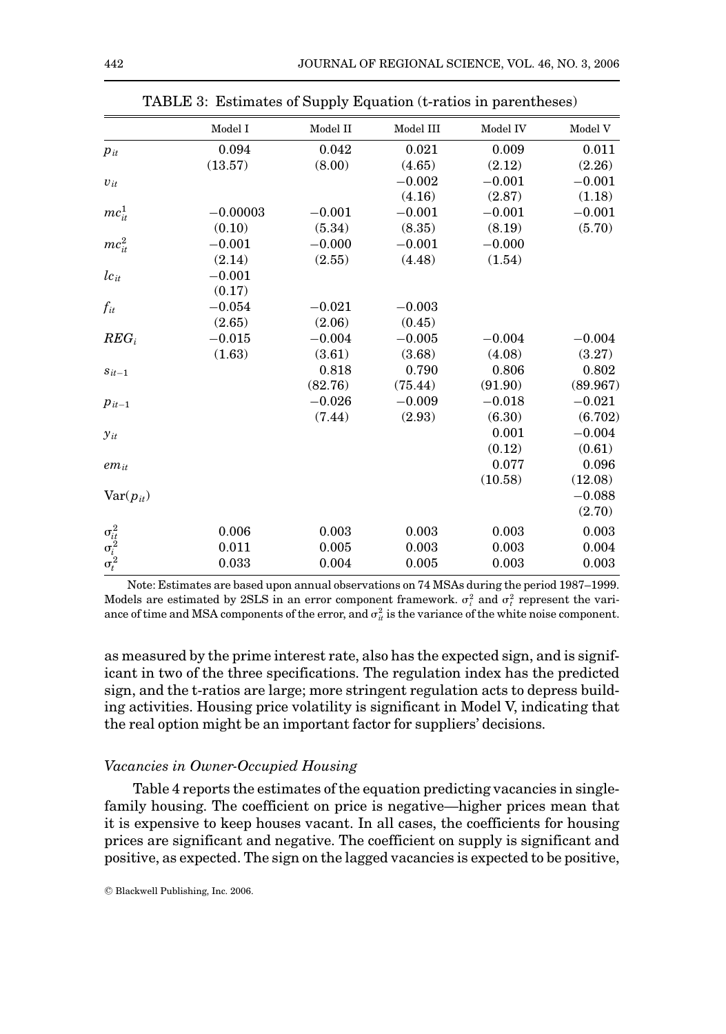TABLE 3: Estimates of Supply Equation (t-ratios in parentheses)

| | Model I | Model II | Model III | Model IV | Model V |
|---|---|---|---|---|---|
| $p_{it}$ | 0.094 | 0.042 | 0.021 | 0.009 | 0.011 |
| | (13.57) | (8.00) | (4.65) | (2.12) | (2.26) |
| $v_{it}$ | | | −0.002 | −0.001 | −0.001 |
| | | | (4.16) | (2.87) | (1.18) |
| $mc^1_{it}$ | −0.00003 | −0.001 | −0.001 | −0.001 | −0.001 |
| | (0.10) | (5.34) | (8.35) | (8.19) | (5.70) |
| $mc^2_{it}$ | −0.001 | −0.000 | −0.001 | −0.000 | |
| | (2.14) | (2.55) | (4.48) | (1.54) | |
| $lc_{it}$ | −0.001 | | | | |
| | (0.17) | | | | |
| $f_{it}$ | −0.054 | −0.021 | −0.003 | | |
| | (2.65) | (2.06) | (0.45) | | |
| $REG_i$ | −0.015 | −0.004 | −0.005 | −0.004 | −0.004 |
| | (1.63) | (3.61) | (3.68) | (4.08) | (3.27) |
| $s_{it-1}$ | | 0.818 | 0.790 | 0.806 | 0.802 |
| | | (82.76) | (75.44) | (91.90) | (89.967) |
| $p_{it-1}$ | | −0.026 | −0.009 | −0.018 | −0.021 |
| | | (7.44) | (2.93) | (6.30) | (6.702) |
| $y_{it}$ | | | | 0.001 | −0.004 |
| | | | | (0.12) | (0.61) |
| $em_{it}$ | | | | 0.077 | 0.096 |
| | | | | (10.58) | (12.08) |
| $\text{Var}(p_{it})$ | | | | | −0.088 |
| | | | | | (2.70) |
| $\sigma^2_{it}$ | 0.006 | 0.003 | 0.003 | 0.003 | 0.003 |
| $\sigma^2_i$ | 0.011 | 0.005 | 0.003 | 0.003 | 0.004 |
| $\sigma^2_t$ | 0.033 | 0.004 | 0.005 | 0.003 | 0.003 |

Note: Estimates are based upon annual observations on 74 MSAs during the period 1987–1999. Models are estimated by 2SLS in an error component framework. $\sigma^2_i$ and $\sigma^2_t$ represent the variance of time and MSA components of the error, and $\sigma^2_{it}$ is the variance of the white noise component.

as measured by the prime interest rate, also has the expected sign, and is significant in two of the three specifications. The regulation index has the predicted sign, and the t-ratios are large; more stringent regulation acts to depress building activities. Housing price volatility is significant in Model V, indicating that the real option might be an important factor for suppliers' decisions.

*Vacancies in Owner-Occupied Housing*

Table 4 reports the estimates of the equation predicting vacancies in single-family housing. The coefficient on price is negative—higher prices mean that it is expensive to keep houses vacant. In all cases, the coefficients for housing prices are significant and negative. The coefficient on supply is significant and positive, as expected. The sign on the lagged vacancies is expected to be positive,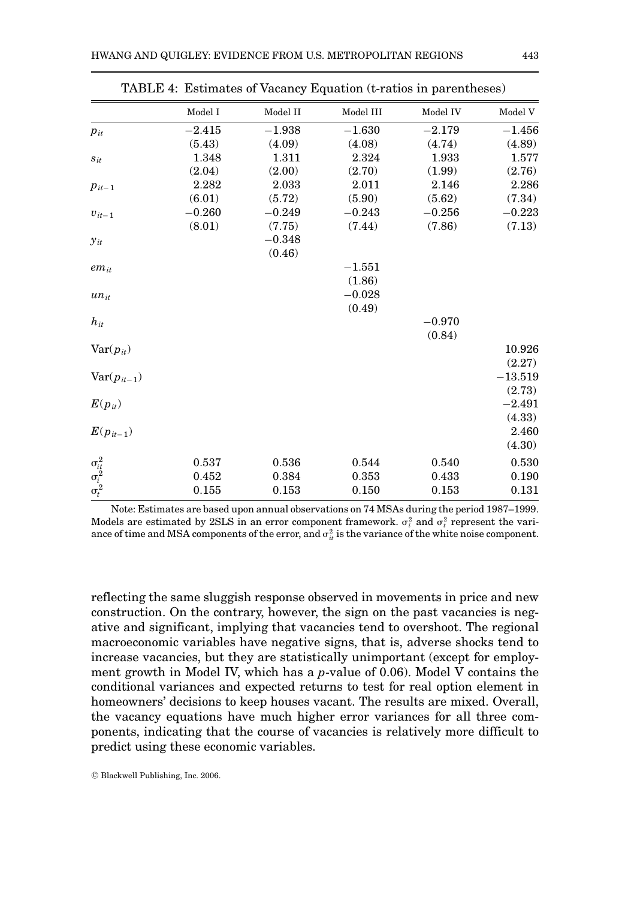TABLE 4: Estimates of Vacancy Equation (t-ratios in parentheses)

| | Model I | Model II | Model III | Model IV | Model V |
|---|---|---|---|---|---|
| $p_{it}$ | −2.415 | −1.938 | −1.630 | −2.179 | −1.456 |
| | (5.43) | (4.09) | (4.08) | (4.74) | (4.89) |
| $s_{it}$ | 1.348 | 1.311 | 2.324 | 1.933 | 1.577 |
| | (2.04) | (2.00) | (2.70) | (1.99) | (2.76) |
| $p_{it-1}$ | 2.282 | 2.033 | 2.011 | 2.146 | 2.286 |
| | (6.01) | (5.72) | (5.90) | (5.62) | (7.34) |
| $v_{it-1}$ | −0.260 | −0.249 | −0.243 | −0.256 | −0.223 |
| | (8.01) | (7.75) | (7.44) | (7.86) | (7.13) |
| $y_{it}$ | | −0.348 | | | |
| | | (0.46) | | | |
| $em_{it}$ | | | −1.551 | | |
| | | | (1.86) | | |
| $un_{it}$ | | | −0.028 | | |
| | | | (0.49) | | |
| $h_{it}$ | | | | −0.970 | |
| | | | | (0.84) | |
| $\mathrm{Var}(p_{it})$ | | | | | 10.926 |
| | | | | | (2.27) |
| $\mathrm{Var}(p_{it-1})$ | | | | | −13.519 |
| | | | | | (2.73) |
| $E(p_{it})$ | | | | | −2.491 |
| | | | | | (4.33) |
| $E(p_{it-1})$ | | | | | 2.460 |
| | | | | | (4.30) |
| $\sigma_{it}^2$ | 0.537 | 0.536 | 0.544 | 0.540 | 0.530 |
| $\sigma_i^2$ | 0.452 | 0.384 | 0.353 | 0.433 | 0.190 |
| $\sigma_t^2$ | 0.155 | 0.153 | 0.150 | 0.153 | 0.131 |

Note: Estimates are based upon annual observations on 74 MSAs during the period 1987–1999. Models are estimated by 2SLS in an error component framework. $\sigma_i^2$ and $\sigma_t^2$ represent the variance of time and MSA components of the error, and $\sigma_{it}^2$ is the variance of the white noise component.

reflecting the same sluggish response observed in movements in price and new construction. On the contrary, however, the sign on the past vacancies is negative and significant, implying that vacancies tend to overshoot. The regional macroeconomic variables have negative signs, that is, adverse shocks tend to increase vacancies, but they are statistically unimportant (except for employment growth in Model IV, which has a $p$-value of 0.06). Model V contains the conditional variances and expected returns to test for real option element in homeowners' decisions to keep houses vacant. The results are mixed. Overall, the vacancy equations have much higher error variances for all three components, indicating that the course of vacancies is relatively more difficult to predict using these economic variables.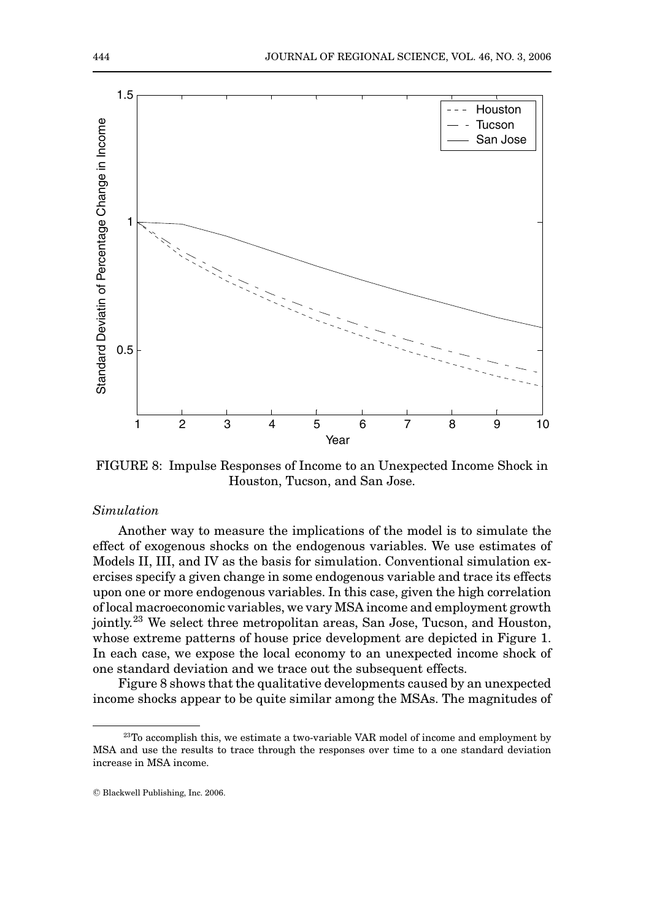FIGURE 8: Impulse Responses of Income to an Unexpected Income Shock in Houston, Tucson, and San Jose.

*Simulation*

Another way to measure the implications of the model is to simulate the effect of exogenous shocks on the endogenous variables. We use estimates of Models II, III, and IV as the basis for simulation. Conventional simulation exercises specify a given change in some endogenous variable and trace its effects upon one or more endogenous variables. In this case, given the high correlation of local macroeconomic variables, we vary MSA income and employment growth jointly.[23] We select three metropolitan areas, San Jose, Tucson, and Houston, whose extreme patterns of house price development are depicted in Figure 1. In each case, we expose the local economy to an unexpected income shock of one standard deviation and we trace out the subsequent effects.

Figure 8 shows that the qualitative developments caused by an unexpected income shocks appear to be quite similar among the MSAs. The magnitudes of

[23] To accomplish this, we estimate a two-variable VAR model of income and employment by MSA and use the results to trace through the responses over time to a one standard deviation increase in MSA income.

© Blackwell Publishing, Inc. 2006.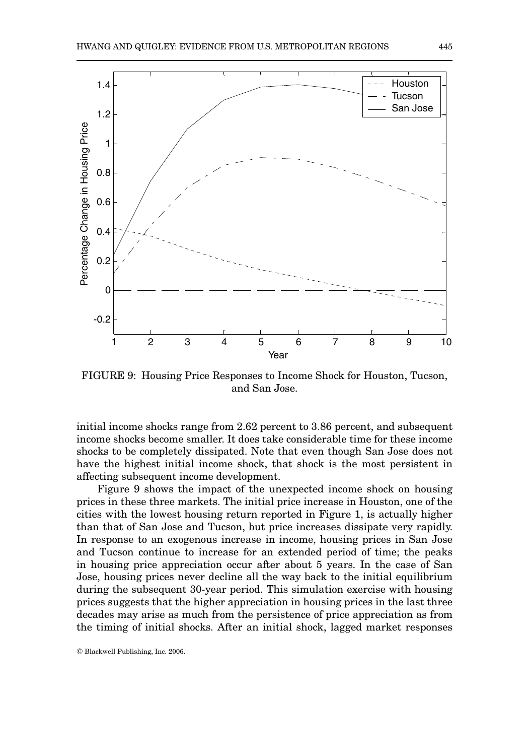FIGURE 9: Housing Price Responses to Income Shock for Houston, Tucson, and San Jose.

initial income shocks range from 2.62 percent to 3.86 percent, and subsequent income shocks become smaller. It does take considerable time for these income shocks to be completely dissipated. Note that even though San Jose does not have the highest initial income shock, that shock is the most persistent in affecting subsequent income development.

Figure 9 shows the impact of the unexpected income shock on housing prices in these three markets. The initial price increase in Houston, one of the cities with the lowest housing return reported in Figure 1, is actually higher than that of San Jose and Tucson, but price increases dissipate very rapidly. In response to an exogenous increase in income, housing prices in San Jose and Tucson continue to increase for an extended period of time; the peaks in housing price appreciation occur after about 5 years. In the case of San Jose, housing prices never decline all the way back to the initial equilibrium during the subsequent 30-year period. This simulation exercise with housing prices suggests that the higher appreciation in housing prices in the last three decades may arise as much from the persistence of price appreciation as from the timing of initial shocks. After an initial shock, lagged market responses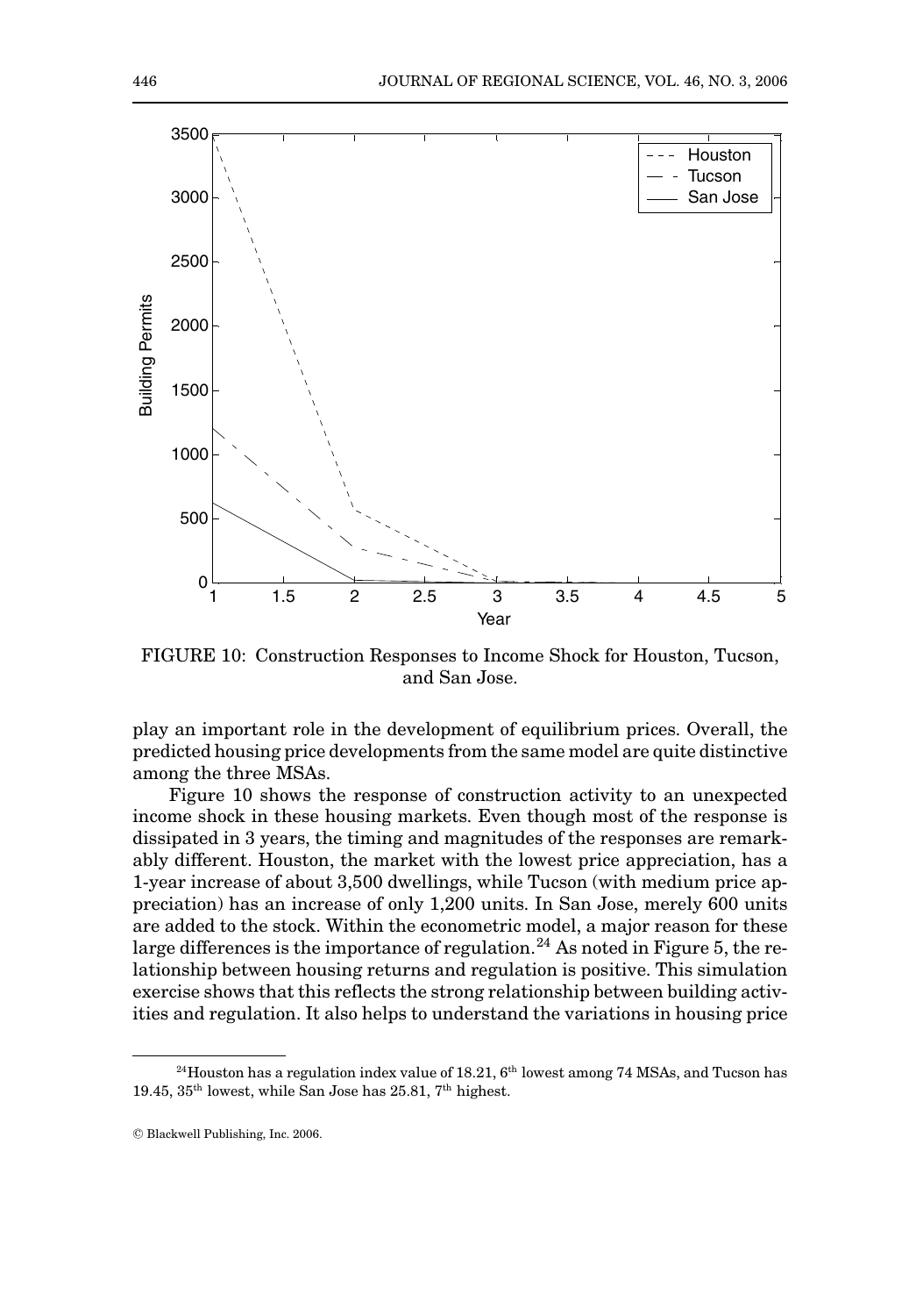FIGURE 10: Construction Responses to Income Shock for Houston, Tucson, and San Jose.

play an important role in the development of equilibrium prices. Overall, the predicted housing price developments from the same model are quite distinctive among the three MSAs.

Figure 10 shows the response of construction activity to an unexpected income shock in these housing markets. Even though most of the response is dissipated in 3 years, the timing and magnitudes of the responses are remarkably different. Houston, the market with the lowest price appreciation, has a 1-year increase of about 3,500 dwellings, while Tucson (with medium price appreciation) has an increase of only 1,200 units. In San Jose, merely 600 units are added to the stock. Within the econometric model, a major reason for these large differences is the importance of regulation.[24] As noted in Figure 5, the relationship between housing returns and regulation is positive. This simulation exercise shows that this reflects the strong relationship between building activities and regulation. It also helps to understand the variations in housing price

[24]Houston has a regulation index value of 18.21, 6th lowest among 74 MSAs, and Tucson has 19.45, 35th lowest, while San Jose has 25.81, 7th highest.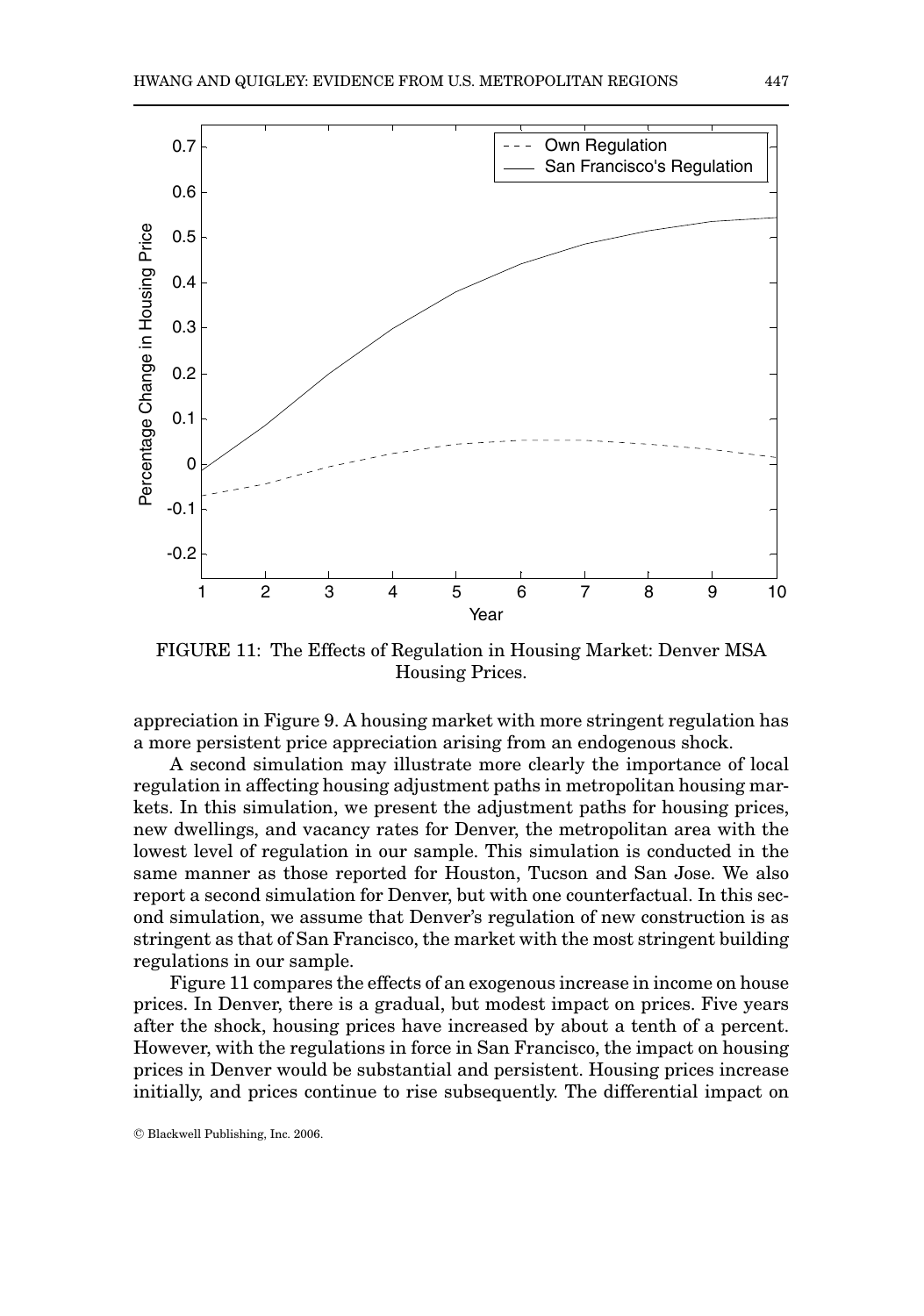FIGURE 11: The Effects of Regulation in Housing Market: Denver MSA Housing Prices.

appreciation in Figure 9. A housing market with more stringent regulation has a more persistent price appreciation arising from an endogenous shock.

A second simulation may illustrate more clearly the importance of local regulation in affecting housing adjustment paths in metropolitan housing markets. In this simulation, we present the adjustment paths for housing prices, new dwellings, and vacancy rates for Denver, the metropolitan area with the lowest level of regulation in our sample. This simulation is conducted in the same manner as those reported for Houston, Tucson and San Jose. We also report a second simulation for Denver, but with one counterfactual. In this second simulation, we assume that Denver's regulation of new construction is as stringent as that of San Francisco, the market with the most stringent building regulations in our sample.

Figure 11 compares the effects of an exogenous increase in income on house prices. In Denver, there is a gradual, but modest impact on prices. Five years after the shock, housing prices have increased by about a tenth of a percent. However, with the regulations in force in San Francisco, the impact on housing prices in Denver would be substantial and persistent. Housing prices increase initially, and prices continue to rise subsequently. The differential impact on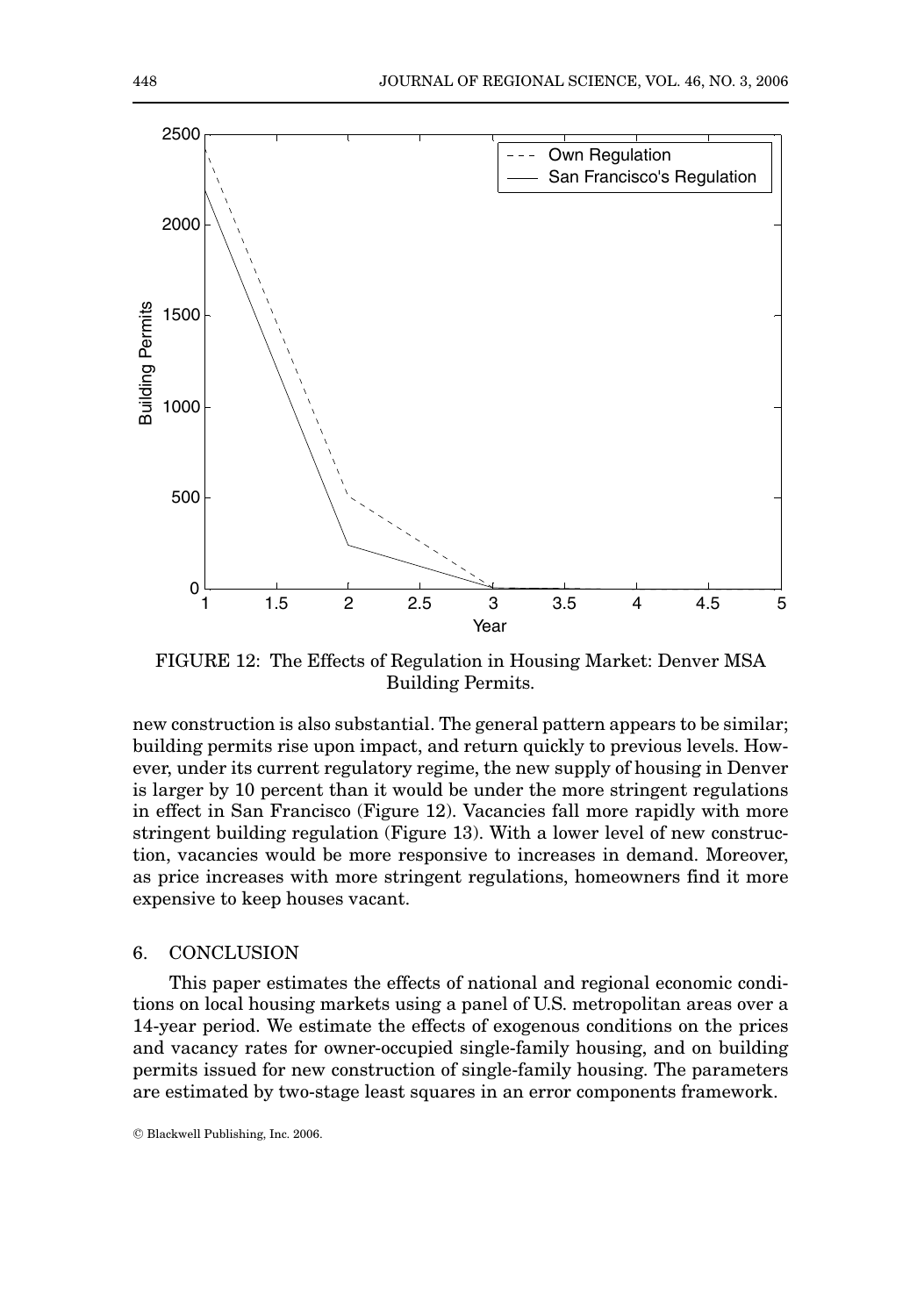FIGURE 12: The Effects of Regulation in Housing Market: Denver MSA Building Permits.

new construction is also substantial. The general pattern appears to be similar; building permits rise upon impact, and return quickly to previous levels. However, under its current regulatory regime, the new supply of housing in Denver is larger by 10 percent than it would be under the more stringent regulations in effect in San Francisco (Figure 12). Vacancies fall more rapidly with more stringent building regulation (Figure 13). With a lower level of new construction, vacancies would be more responsive to increases in demand. Moreover, as price increases with more stringent regulations, homeowners find it more expensive to keep houses vacant.

## 6. CONCLUSION

This paper estimates the effects of national and regional economic conditions on local housing markets using a panel of U.S. metropolitan areas over a 14-year period. We estimate the effects of exogenous conditions on the prices and vacancy rates for owner-occupied single-family housing, and on building permits issued for new construction of single-family housing. The parameters are estimated by two-stage least squares in an error components framework.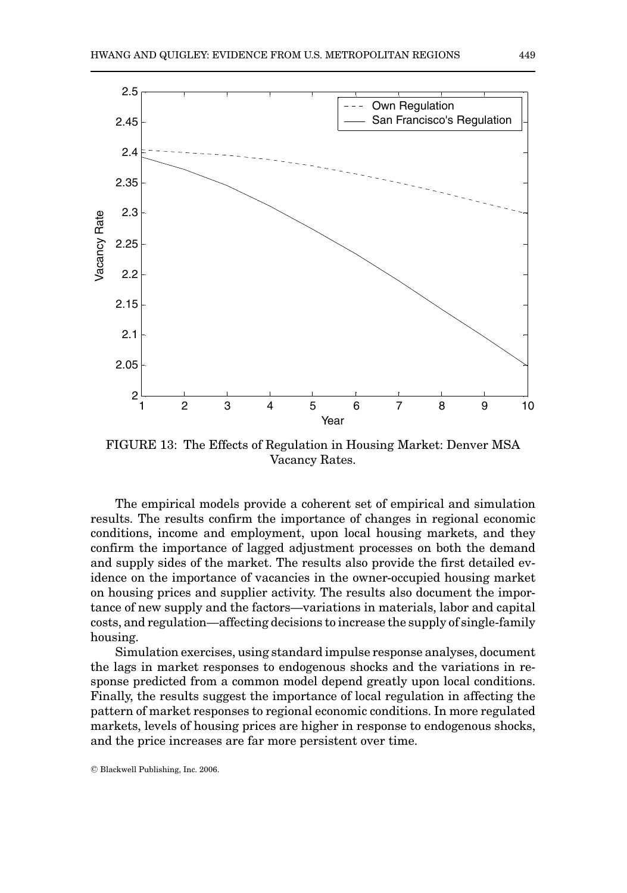FIGURE 13: The Effects of Regulation in Housing Market: Denver MSA Vacancy Rates.

The empirical models provide a coherent set of empirical and simulation results. The results confirm the importance of changes in regional economic conditions, income and employment, upon local housing markets, and they confirm the importance of lagged adjustment processes on both the demand and supply sides of the market. The results also provide the first detailed evidence on the importance of vacancies in the owner-occupied housing market on housing prices and supplier activity. The results also document the importance of new supply and the factors—variations in materials, labor and capital costs, and regulation—affecting decisions to increase the supply of single-family housing.

Simulation exercises, using standard impulse response analyses, document the lags in market responses to endogenous shocks and the variations in response predicted from a common model depend greatly upon local conditions. Finally, the results suggest the importance of local regulation in affecting the pattern of market responses to regional economic conditions. In more regulated markets, levels of housing prices are higher in response to endogenous shocks, and the price increases are far more persistent over time.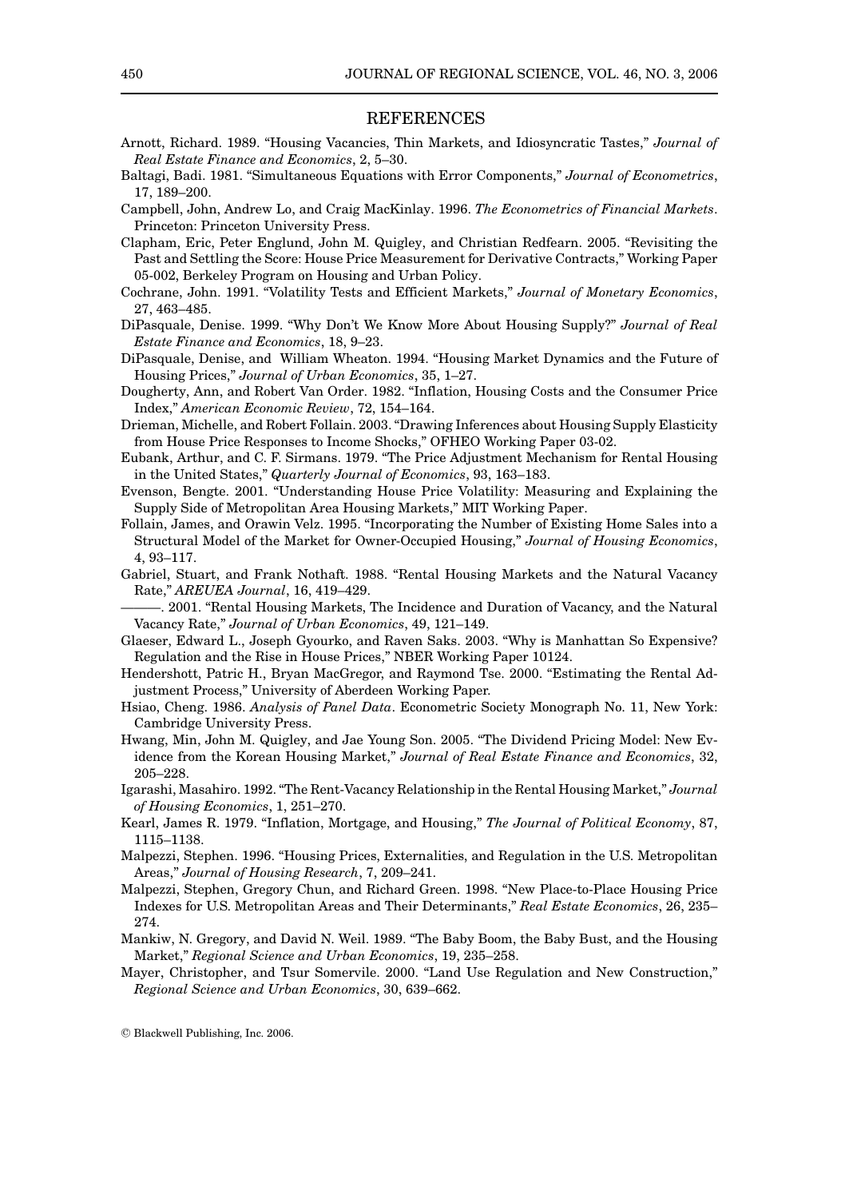## REFERENCES

Arnott, Richard. 1989. "Housing Vacancies, Thin Markets, and Idiosyncratic Tastes," *Journal of Real Estate Finance and Economics*, 2, 5–30.

Baltagi, Badi. 1981. "Simultaneous Equations with Error Components," *Journal of Econometrics*, 17, 189–200.

Campbell, John, Andrew Lo, and Craig MacKinlay. 1996. *The Econometrics of Financial Markets*. Princeton: Princeton University Press.

Clapham, Eric, Peter Englund, John M. Quigley, and Christian Redfearn. 2005. "Revisiting the Past and Settling the Score: House Price Measurement for Derivative Contracts," Working Paper 05-002, Berkeley Program on Housing and Urban Policy.

Cochrane, John. 1991. "Volatility Tests and Efficient Markets," *Journal of Monetary Economics*, 27, 463–485.

DiPasquale, Denise. 1999. "Why Don't We Know More About Housing Supply?" *Journal of Real Estate Finance and Economics*, 18, 9–23.

DiPasquale, Denise, and William Wheaton. 1994. "Housing Market Dynamics and the Future of Housing Prices," *Journal of Urban Economics*, 35, 1–27.

Dougherty, Ann, and Robert Van Order. 1982. "Inflation, Housing Costs and the Consumer Price Index," *American Economic Review*, 72, 154–164.

Drieman, Michelle, and Robert Follain. 2003. "Drawing Inferences about Housing Supply Elasticity from House Price Responses to Income Shocks," OFHEO Working Paper 03-02.

Eubank, Arthur, and C. F. Sirmans. 1979. "The Price Adjustment Mechanism for Rental Housing in the United States," *Quarterly Journal of Economics*, 93, 163–183.

Evenson, Bengte. 2001. "Understanding House Price Volatility: Measuring and Explaining the Supply Side of Metropolitan Area Housing Markets," MIT Working Paper.

Follain, James, and Orawin Velz. 1995. "Incorporating the Number of Existing Home Sales into a Structural Model of the Market for Owner-Occupied Housing," *Journal of Housing Economics*, 4, 93–117.

Gabriel, Stuart, and Frank Nothaft. 1988. "Rental Housing Markets and the Natural Vacancy Rate," *AREUEA Journal*, 16, 419–429.

———. 2001. "Rental Housing Markets, The Incidence and Duration of Vacancy, and the Natural Vacancy Rate," *Journal of Urban Economics*, 49, 121–149.

Glaeser, Edward L., Joseph Gyourko, and Raven Saks. 2003. "Why is Manhattan So Expensive? Regulation and the Rise in House Prices," NBER Working Paper 10124.

Hendershott, Patric H., Bryan MacGregor, and Raymond Tse. 2000. "Estimating the Rental Adjustment Process," University of Aberdeen Working Paper.

Hsiao, Cheng. 1986. *Analysis of Panel Data*. Econometric Society Monograph No. 11, New York: Cambridge University Press.

Hwang, Min, John M. Quigley, and Jae Young Son. 2005. "The Dividend Pricing Model: New Evidence from the Korean Housing Market," *Journal of Real Estate Finance and Economics*, 32, 205–228.

Igarashi, Masahiro. 1992. "The Rent-Vacancy Relationship in the Rental Housing Market," *Journal of Housing Economics*, 1, 251–270.

Kearl, James R. 1979. "Inflation, Mortgage, and Housing," *The Journal of Political Economy*, 87, 1115–1138.

Malpezzi, Stephen. 1996. "Housing Prices, Externalities, and Regulation in the U.S. Metropolitan Areas," *Journal of Housing Research*, 7, 209–241.

Malpezzi, Stephen, Gregory Chun, and Richard Green. 1998. "New Place-to-Place Housing Price Indexes for U.S. Metropolitan Areas and Their Determinants," *Real Estate Economics*, 26, 235–274.

Mankiw, N. Gregory, and David N. Weil. 1989. "The Baby Boom, the Baby Bust, and the Housing Market," *Regional Science and Urban Economics*, 19, 235–258.

Mayer, Christopher, and Tsur Somervile. 2000. "Land Use Regulation and New Construction," *Regional Science and Urban Economics*, 30, 639–662.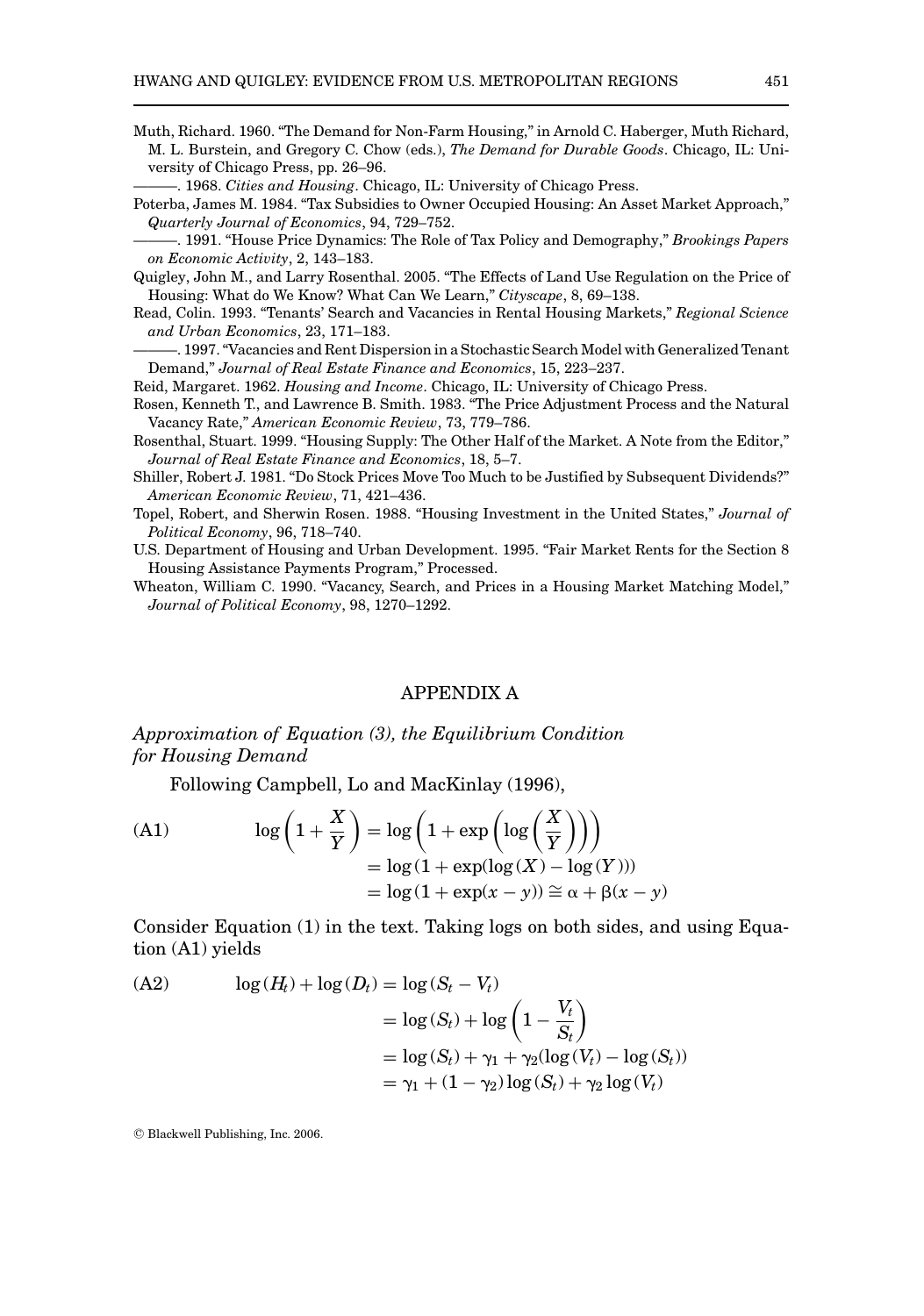Muth, Richard. 1960. "The Demand for Non-Farm Housing," in Arnold C. Haberger, Muth Richard, M. L. Burstein, and Gregory C. Chow (eds.), *The Demand for Durable Goods*. Chicago, IL: University of Chicago Press, pp. 26–96.

———. 1968. *Cities and Housing*. Chicago, IL: University of Chicago Press.

Poterba, James M. 1984. "Tax Subsidies to Owner Occupied Housing: An Asset Market Approach," *Quarterly Journal of Economics*, 94, 729–752.

———. 1991. "House Price Dynamics: The Role of Tax Policy and Demography," *Brookings Papers on Economic Activity*, 2, 143–183.

Quigley, John M., and Larry Rosenthal. 2005. "The Effects of Land Use Regulation on the Price of Housing: What do We Know? What Can We Learn," *Cityscape*, 8, 69–138.

Read, Colin. 1993. "Tenants' Search and Vacancies in Rental Housing Markets," *Regional Science and Urban Economics*, 23, 171–183.

———. 1997. "Vacancies and Rent Dispersion in a Stochastic Search Model with Generalized Tenant Demand," *Journal of Real Estate Finance and Economics*, 15, 223–237.

Reid, Margaret. 1962. *Housing and Income*. Chicago, IL: University of Chicago Press.

Rosen, Kenneth T., and Lawrence B. Smith. 1983. "The Price Adjustment Process and the Natural Vacancy Rate," *American Economic Review*, 73, 779–786.

Rosenthal, Stuart. 1999. "Housing Supply: The Other Half of the Market. A Note from the Editor," *Journal of Real Estate Finance and Economics*, 18, 5–7.

Shiller, Robert J. 1981. "Do Stock Prices Move Too Much to be Justified by Subsequent Dividends?" *American Economic Review*, 71, 421–436.

Topel, Robert, and Sherwin Rosen. 1988. "Housing Investment in the United States," *Journal of Political Economy*, 96, 718–740.

U.S. Department of Housing and Urban Development. 1995. "Fair Market Rents for the Section 8 Housing Assistance Payments Program," Processed.

Wheaton, William C. 1990. "Vacancy, Search, and Prices in a Housing Market Matching Model," *Journal of Political Economy*, 98, 1270–1292.

## APPENDIX A

### *Approximation of Equation (3), the Equilibrium Condition for Housing Demand*

Following Campbell, Lo and MacKinlay (1996),

$$
\text{(A1)} \qquad \begin{aligned}
\log\left(1+\frac{X}{Y}\right) &= \log\left(1+\exp\left(\log\left(\frac{X}{Y}\right)\right)\right) \\
&= \log(1+\exp(\log(X)-\log(Y))) \\
&= \log(1+\exp(x-y)) \cong \alpha + \beta(x-y)
\end{aligned}
$$

Consider Equation (1) in the text. Taking logs on both sides, and using Equation (A1) yields

$$
\text{(A2)} \qquad \begin{aligned}
\log(H_t)+\log(D_t) &= \log(S_t - V_t) \\
&= \log(S_t) + \log\left(1-\frac{V_t}{S_t}\right) \\
&= \log(S_t) + \gamma_1 + \gamma_2(\log(V_t) - \log(S_t)) \\
&= \gamma_1 + (1-\gamma_2)\log(S_t) + \gamma_2 \log(V_t)
\end{aligned}
$$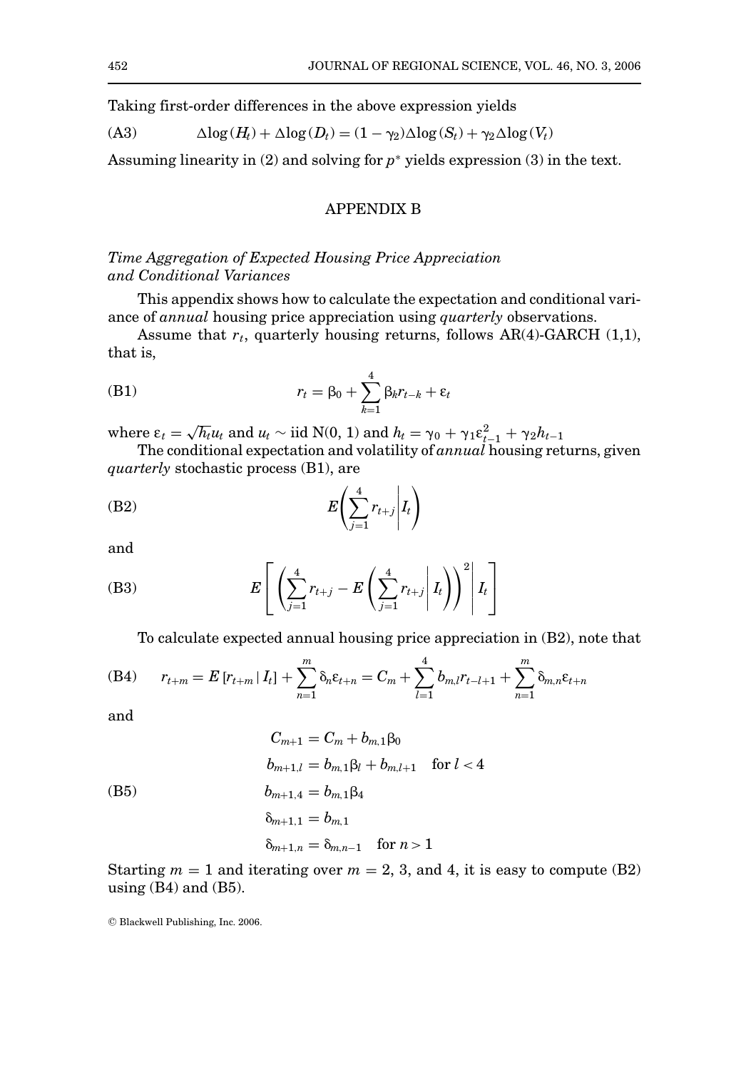Taking first-order differences in the above expression yields

$$\text{(A3)} \qquad \Delta\log(H_t) + \Delta\log(D_t) = (1-\gamma_2)\Delta\log(S_t) + \gamma_2\Delta\log(V_t)$$

Assuming linearity in (2) and solving for $p^*$ yields expression (3) in the text.

## APPENDIX B

### *Time Aggregation of Expected Housing Price Appreciation and Conditional Variances*

This appendix shows how to calculate the expectation and conditional variance of *annual* housing price appreciation using *quarterly* observations.

Assume that $r_t$, quarterly housing returns, follows AR(4)-GARCH (1,1), that is,

$$\text{(B1)} \qquad r_t = \beta_0 + \sum_{k=1}^{4} \beta_k r_{t-k} + \varepsilon_t$$

where $\varepsilon_t = \sqrt{h_t}u_t$ and $u_t \sim$ iid N(0, 1) and $h_t = \gamma_0 + \gamma_1\varepsilon_{t-1}^2 + \gamma_2 h_{t-1}$

The conditional expectation and volatility of *annual* housing returns, given *quarterly* stochastic process (B1), are

$$\text{(B2)} \qquad E\left(\sum_{j=1}^{4} r_{t+j} \middle| I_t\right)$$

and

$$\text{(B3)} \qquad E\left[\left(\sum_{j=1}^{4} r_{t+j} - E\left(\sum_{j=1}^{4} r_{t+j} \middle| I_t\right)\right)^2 \middle| I_t\right]$$

To calculate expected annual housing price appreciation in (B2), note that

$$\text{(B4)} \qquad r_{t+m} = E\left[r_{t+m} \mid I_t\right] + \sum_{n=1}^{m} \delta_n \varepsilon_{t+n} = C_m + \sum_{l=1}^{4} b_{m,l} r_{t-l+1} + \sum_{n=1}^{m} \delta_{m,n}\varepsilon_{t+n}$$

and

$$\text{(B5)} \qquad \begin{aligned} C_{m+1} &= C_m + b_{m,1}\beta_0 \\ b_{m+1,l} &= b_{m,1}\beta_l + b_{m,l+1} \quad \text{for } l < 4 \\ b_{m+1,4} &= b_{m,1}\beta_4 \\ \delta_{m+1,1} &= b_{m,1} \\ \delta_{m+1,n} &= \delta_{m,n-1} \quad \text{for } n > 1 \end{aligned}$$

Starting $m = 1$ and iterating over $m = 2$, 3, and 4, it is easy to compute (B2) using (B4) and (B5).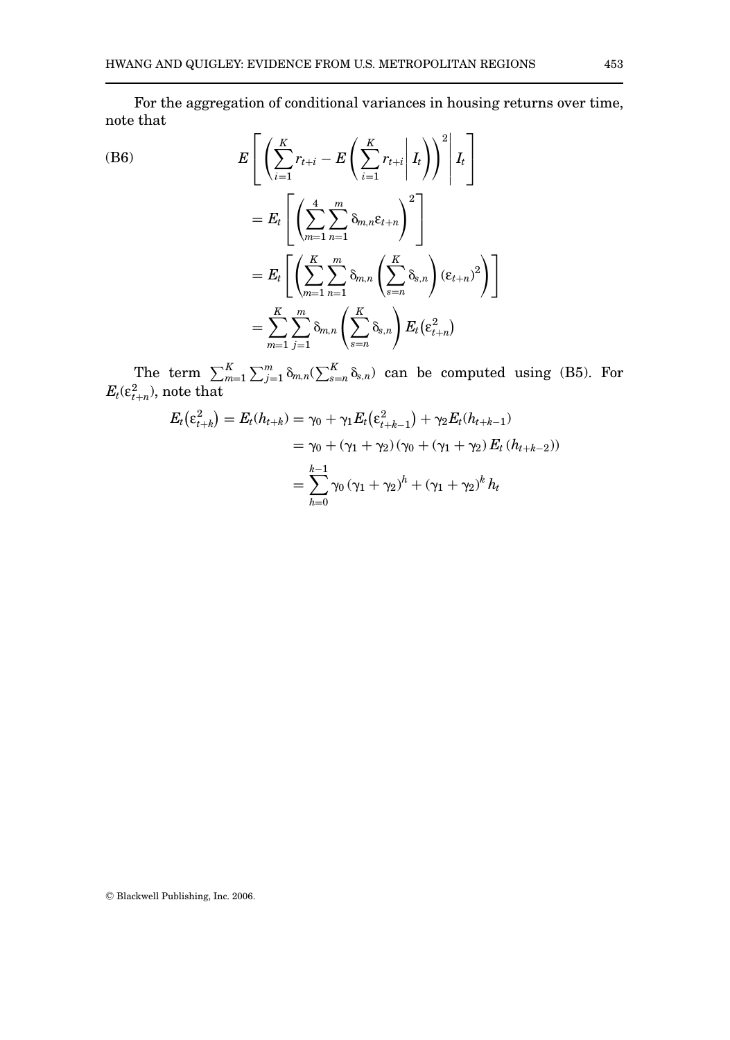For the aggregation of conditional variances in housing returns over time, note that

$$
\text{(B6)} \qquad E\left[\left(\sum_{i=1}^{K} r_{t+i} - E\left(\sum_{i=1}^{K} r_{t+i}\middle| I_t\right)\right)^2 \middle| I_t\right]
$$

$$
= E_t\left[\left(\sum_{m=1}^{4}\sum_{n=1}^{m} \delta_{m,n}\varepsilon_{t+n}\right)^2\right]
$$

$$
= E_t\left[\left(\sum_{m=1}^{K}\sum_{n=1}^{m} \delta_{m,n}\left(\sum_{s=n}^{K}\delta_{s,n}\right)(\varepsilon_{t+n})^2\right)\right]
$$

$$
= \sum_{m=1}^{K}\sum_{j=1}^{m} \delta_{m,n}\left(\sum_{s=n}^{K}\delta_{s,n}\right)E_t\left(\varepsilon_{t+n}^2\right)
$$

The term $\sum_{m=1}^{K}\sum_{j=1}^{m}\delta_{m,n}(\sum_{s=n}^{K}\delta_{s,n})$ can be computed using (B5). For $E_t(\varepsilon_{t+n}^2)$, note that

$$
\begin{aligned}
E_t\left(\varepsilon_{t+k}^2\right) = E_t(h_{t+k}) &= \gamma_0 + \gamma_1 E_t\left(\varepsilon_{t+k-1}^2\right) + \gamma_2 E_t(h_{t+k-1}) \\
&= \gamma_0 + (\gamma_1+\gamma_2)(\gamma_0 + (\gamma_1+\gamma_2)E_t(h_{t+k-2})) \\
&= \sum_{h=0}^{k-1}\gamma_0(\gamma_1+\gamma_2)^h + (\gamma_1+\gamma_2)^k h_t
\end{aligned}
$$

© Blackwell Publishing, Inc. 2006.